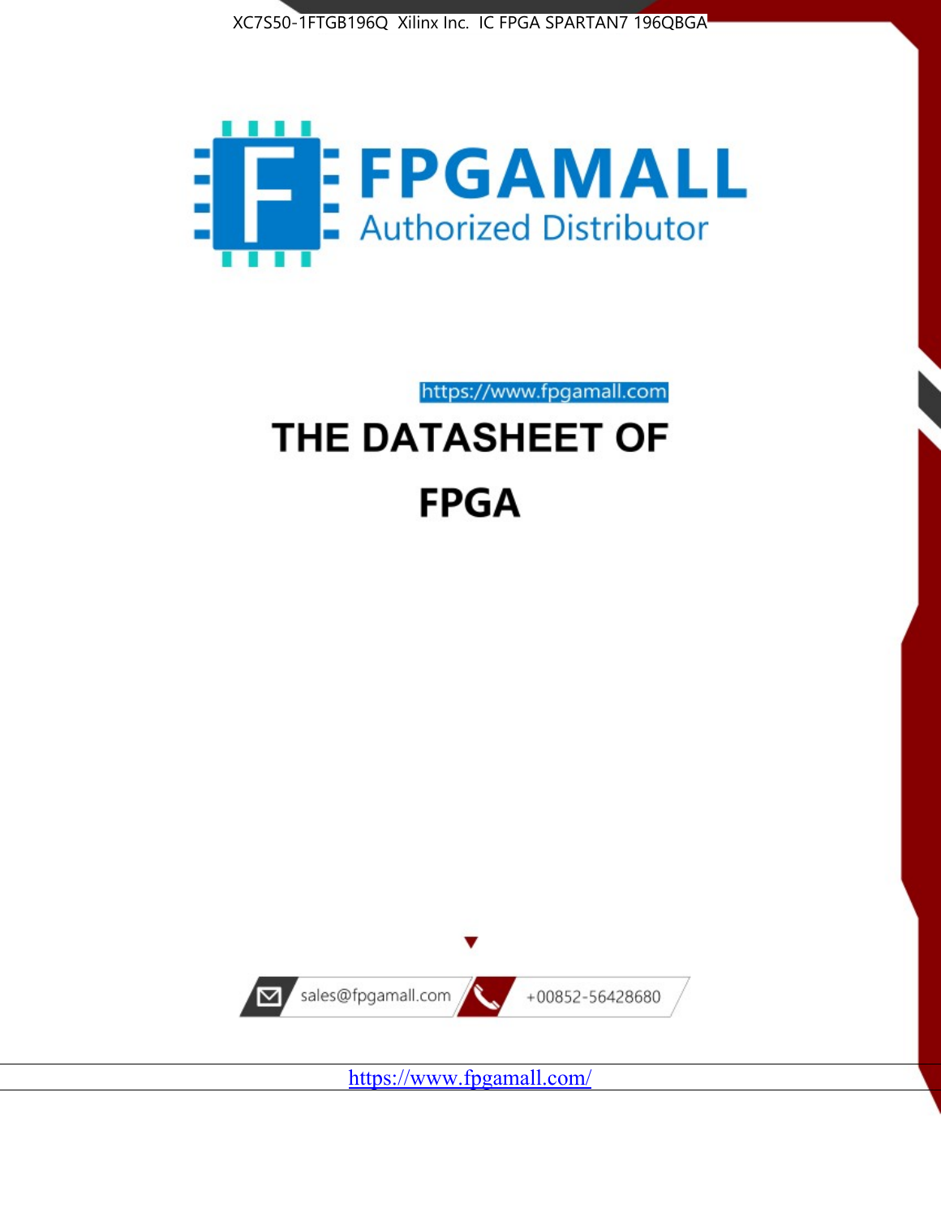XC7S50-1FTGB196Q Xilinx Inc. IC FPGA SPARTAN7 196QBGA

FPGAMALL

Authorized Distributor

https://www.fpgamall.com

# THE DATASHEET OF

# FPGA

sales@fpgamall.com

+00852-56428680

https://www.fpgamall.com/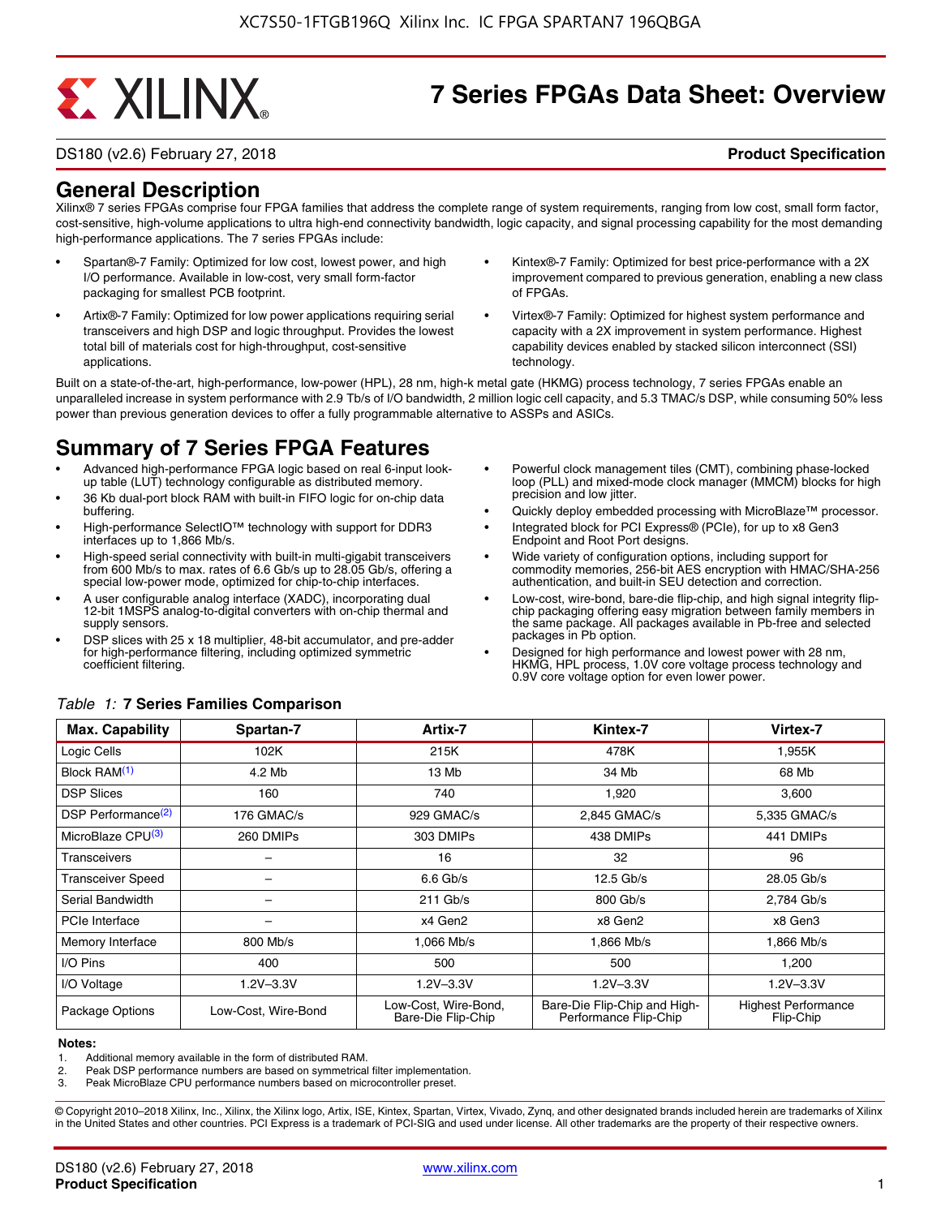# 7 Series FPGAs Data Sheet: Overview

DS180 (v2.6) February 27, 2018 **Product Specification**

## General Description

Xilinx® 7 series FPGAs comprise four FPGA families that address the complete range of system requirements, ranging from low cost, small form factor, cost-sensitive, high-volume applications to ultra high-end connectivity bandwidth, logic capacity, and signal processing capability for the most demanding high-performance applications. The 7 series FPGAs include:

- Spartan®-7 Family: Optimized for low cost, lowest power, and high I/O performance. Available in low-cost, very small form-factor packaging for smallest PCB footprint.
- Artix®-7 Family: Optimized for low power applications requiring serial transceivers and high DSP and logic throughput. Provides the lowest total bill of materials cost for high-throughput, cost-sensitive applications.
- Kintex®-7 Family: Optimized for best price-performance with a 2X improvement compared to previous generation, enabling a new class of FPGAs.
- Virtex®-7 Family: Optimized for highest system performance and capacity with a 2X improvement in system performance. Highest capability devices enabled by stacked silicon interconnect (SSI) technology.

Built on a state-of-the-art, high-performance, low-power (HPL), 28 nm, high-k metal gate (HKMG) process technology, 7 series FPGAs enable an unparalleled increase in system performance with 2.9 Tb/s of I/O bandwidth, 2 million logic cell capacity, and 5.3 TMAC/s DSP, while consuming 50% less power than previous generation devices to offer a fully programmable alternative to ASSPs and ASICs.

## Summary of 7 Series FPGA Features

- Advanced high-performance FPGA logic based on real 6-input look-up table (LUT) technology configurable as distributed memory.
- 36 Kb dual-port block RAM with built-in FIFO logic for on-chip data buffering.
- High-performance SelectIO™ technology with support for DDR3 interfaces up to 1,866 Mb/s.
- High-speed serial connectivity with built-in multi-gigabit transceivers from 600 Mb/s to max. rates of 6.6 Gb/s up to 28.05 Gb/s, offering a special low-power mode, optimized for chip-to-chip interfaces.
- A user configurable analog interface (XADC), incorporating dual 12-bit 1MSPS analog-to-digital converters with on-chip thermal and supply sensors.
- DSP slices with 25 x 18 multiplier, 48-bit accumulator, and pre-adder for high-performance filtering, including optimized symmetric coefficient filtering.
- Powerful clock management tiles (CMT), combining phase-locked loop (PLL) and mixed-mode clock manager (MMCM) blocks for high precision and low jitter.
- Quickly deploy embedded processing with MicroBlaze™ processor.
- Integrated block for PCI Express® (PCIe), for up to x8 Gen3 Endpoint and Root Port designs.
- Wide variety of configuration options, including support for commodity memories, 256-bit AES encryption with HMAC/SHA-256 authentication, and built-in SEU detection and correction.
- Low-cost, wire-bond, bare-die flip-chip, and high signal integrity flip-chip packaging offering easy migration between family members in the same package. All packages available in Pb-free and selected packages in Pb option.
- Designed for high performance and lowest power with 28 nm, HKMG, HPL process, 1.0V core voltage process technology and 0.9V core voltage option for even lower power.

*Table 1:* **7 Series Families Comparison**

| Max. Capability | Spartan-7 | Artix-7 | Kintex-7 | Virtex-7 |
|---|---|---|---|---|
| Logic Cells | 102K | 215K | 478K | 1,955K |
| Block RAM[(1)] | 4.2 Mb | 13 Mb | 34 Mb | 68 Mb |
| DSP Slices | 160 | 740 | 1,920 | 3,600 |
| DSP Performance[(2)] | 176 GMAC/s | 929 GMAC/s | 2,845 GMAC/s | 5,335 GMAC/s |
| MicroBlaze CPU[(3)] | 260 DMIPs | 303 DMIPs | 438 DMIPs | 441 DMIPs |
| Transceivers | – | 16 | 32 | 96 |
| Transceiver Speed | – | 6.6 Gb/s | 12.5 Gb/s | 28.05 Gb/s |
| Serial Bandwidth | – | 211 Gb/s | 800 Gb/s | 2,784 Gb/s |
| PCIe Interface | – | x4 Gen2 | x8 Gen2 | x8 Gen3 |
| Memory Interface | 800 Mb/s | 1,066 Mb/s | 1,866 Mb/s | 1,866 Mb/s |
| I/O Pins | 400 | 500 | 500 | 1,200 |
| I/O Voltage | 1.2V–3.3V | 1.2V–3.3V | 1.2V–3.3V | 1.2V–3.3V |
| Package Options | Low-Cost, Wire-Bond | Low-Cost, Wire-Bond, Bare-Die Flip-Chip | Bare-Die Flip-Chip and High-Performance Flip-Chip | Highest Performance Flip-Chip |

**Notes:**

1. Additional memory available in the form of distributed RAM.
2. Peak DSP performance numbers are based on symmetrical filter implementation.
3. Peak MicroBlaze CPU performance numbers based on microcontroller preset.

© Copyright 2010–2018 Xilinx, Inc., Xilinx, the Xilinx logo, Artix, ISE, Kintex, Spartan, Virtex, Vivado, Zynq, and other designated brands included herein are trademarks of Xilinx in the United States and other countries. PCI Express is a trademark of PCI-SIG and used under license. All other trademarks are the property of their respective owners.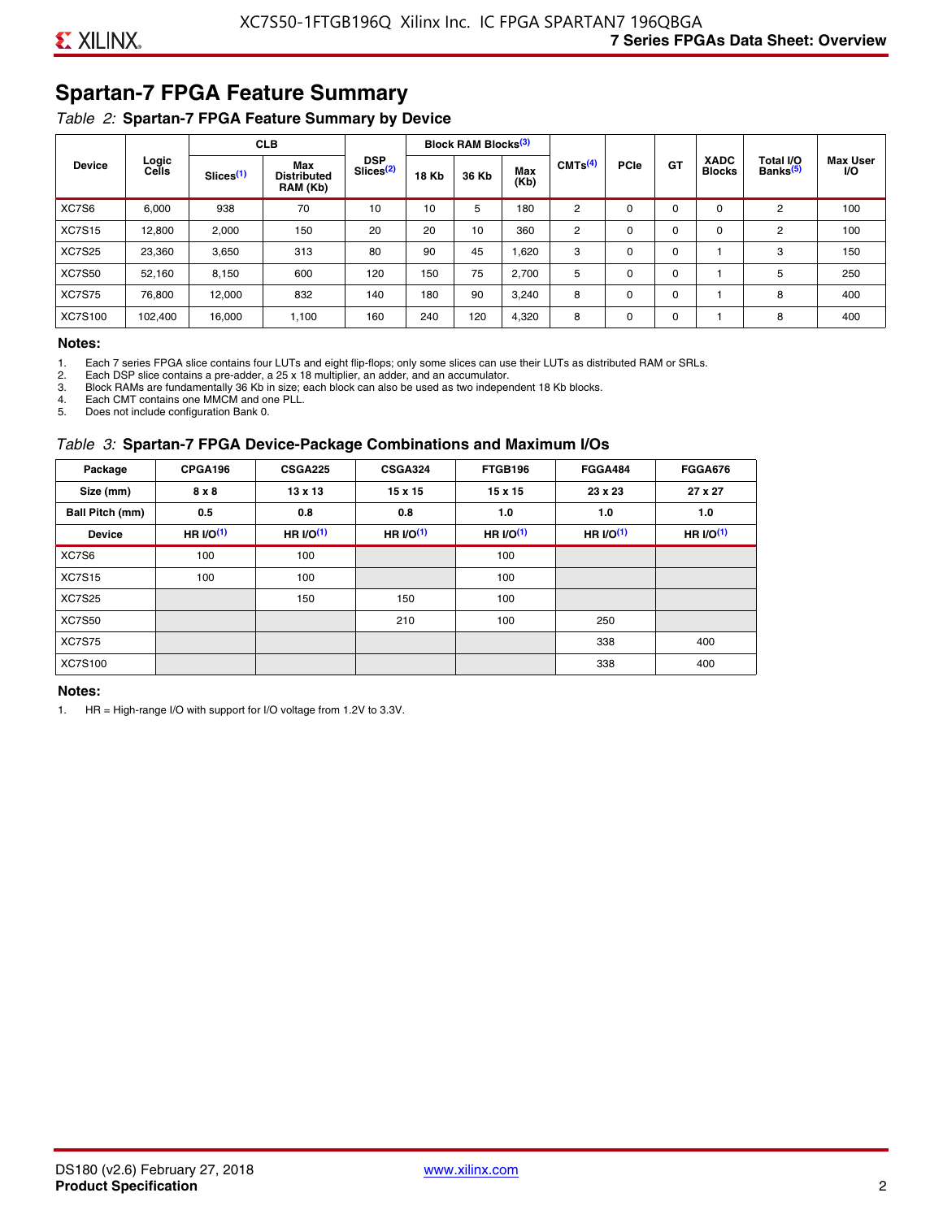## Spartan-7 FPGA Feature Summary

*Table 2:* **Spartan-7 FPGA Feature Summary by Device**

| Device | Logic Cells | CLB | | DSP Slices[(2)] | Block RAM Blocks[(3)] | | | CMTs[(4)] | PCIe | GT | XADC Blocks | Total I/O Banks[(5)] | Max User I/O |
|---|---|---|---|---|---|---|---|---|---|---|---|---|---|
| | | Slices[(1)] | Max Distributed RAM (Kb) | | 18 Kb | 36 Kb | Max (Kb) | | | | | | |
| XC7S6 | 6,000 | 938 | 70 | 10 | 10 | 5 | 180 | 2 | 0 | 0 | 0 | 2 | 100 |
| XC7S15 | 12,800 | 2,000 | 150 | 20 | 20 | 10 | 360 | 2 | 0 | 0 | 0 | 2 | 100 |
| XC7S25 | 23,360 | 3,650 | 313 | 80 | 90 | 45 | 1,620 | 3 | 0 | 0 | 1 | 3 | 150 |
| XC7S50 | 52,160 | 8,150 | 600 | 120 | 150 | 75 | 2,700 | 5 | 0 | 0 | 1 | 5 | 250 |
| XC7S75 | 76,800 | 12,000 | 832 | 140 | 180 | 90 | 3,240 | 8 | 0 | 0 | 1 | 8 | 400 |
| XC7S100 | 102,400 | 16,000 | 1,100 | 160 | 240 | 120 | 4,320 | 8 | 0 | 0 | 1 | 8 | 400 |

**Notes:**

1. Each 7 series FPGA slice contains four LUTs and eight flip-flops; only some slices can use their LUTs as distributed RAM or SRLs.
2. Each DSP slice contains a pre-adder, a 25 x 18 multiplier, an adder, and an accumulator.
3. Block RAMs are fundamentally 36 Kb in size; each block can also be used as two independent 18 Kb blocks.
4. Each CMT contains one MMCM and one PLL.
5. Does not include configuration Bank 0.

*Table 3:* **Spartan-7 FPGA Device-Package Combinations and Maximum I/Os**

| Package | CPGA196 | CSGA225 | CSGA324 | FTGB196 | FGGA484 | FGGA676 |
|---|---|---|---|---|---|---|
| **Size (mm)** | **8 x 8** | **13 x 13** | **15 x 15** | **15 x 15** | **23 x 23** | **27 x 27** |
| **Ball Pitch (mm)** | **0.5** | **0.8** | **0.8** | **1.0** | **1.0** | **1.0** |
| **Device** | **HR I/O[(1)]** | **HR I/O[(1)]** | **HR I/O[(1)]** | **HR I/O[(1)]** | **HR I/O[(1)]** | **HR I/O[(1)]** |
| XC7S6 | 100 | 100 | | 100 | | |
| XC7S15 | 100 | 100 | | 100 | | |
| XC7S25 | | 150 | 150 | 100 | | |
| XC7S50 | | | 210 | 100 | 250 | |
| XC7S75 | | | | | 338 | 400 |
| XC7S100 | | | | | 338 | 400 |

**Notes:**

1. HR = High-range I/O with support for I/O voltage from 1.2V to 3.3V.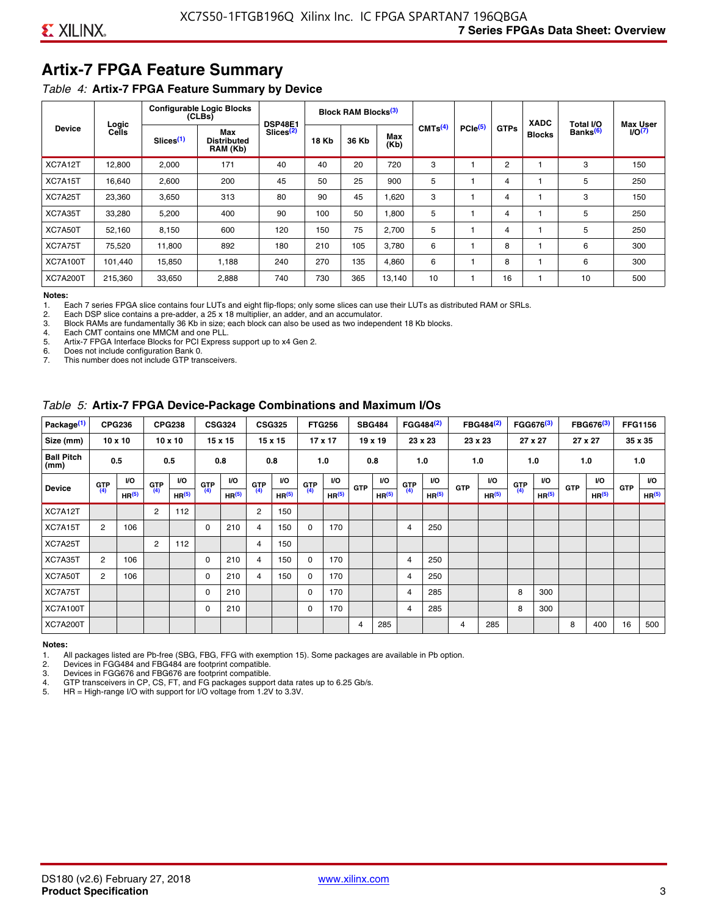## Artix-7 FPGA Feature Summary

*Table 4:* **Artix-7 FPGA Feature Summary by Device**

| Device | Logic Cells | Configurable Logic Blocks (CLBs) | | DSP48E1 Slices[2] | Block RAM Blocks[3] | | | CMTs[4] | PCIe[5] | GTPs | XADC Blocks | Total I/O Banks[6] | Max User I/O[7] |
|---|---|---|---|---|---|---|---|---|---|---|---|---|---|
| | | Slices[1] | Max Distributed RAM (Kb) | | 18 Kb | 36 Kb | Max (Kb) | | | | | | |
| XC7A12T | 12,800 | 2,000 | 171 | 40 | 40 | 20 | 720 | 3 | 1 | 2 | 1 | 3 | 150 |
| XC7A15T | 16,640 | 2,600 | 200 | 45 | 50 | 25 | 900 | 5 | 1 | 4 | 1 | 5 | 250 |
| XC7A25T | 23,360 | 3,650 | 313 | 80 | 90 | 45 | 1,620 | 3 | 1 | 4 | 1 | 3 | 150 |
| XC7A35T | 33,280 | 5,200 | 400 | 90 | 100 | 50 | 1,800 | 5 | 1 | 4 | 1 | 5 | 250 |
| XC7A50T | 52,160 | 8,150 | 600 | 120 | 150 | 75 | 2,700 | 5 | 1 | 4 | 1 | 5 | 250 |
| XC7A75T | 75,520 | 11,800 | 892 | 180 | 210 | 105 | 3,780 | 6 | 1 | 8 | 1 | 6 | 300 |
| XC7A100T | 101,440 | 15,850 | 1,188 | 240 | 270 | 135 | 4,860 | 6 | 1 | 8 | 1 | 6 | 300 |
| XC7A200T | 215,360 | 33,650 | 2,888 | 740 | 730 | 365 | 13,140 | 10 | 1 | 16 | 1 | 10 | 500 |

**Notes:**

1. Each 7 series FPGA slice contains four LUTs and eight flip-flops; only some slices can use their LUTs as distributed RAM or SRLs.
2. Each DSP slice contains a pre-adder, a 25 x 18 multiplier, an adder, and an accumulator.
3. Block RAMs are fundamentally 36 Kb in size; each block can also be used as two independent 18 Kb blocks.
4. Each CMT contains one MMCM and one PLL.
5. Artix-7 FPGA Interface Blocks for PCI Express support up to x4 Gen 2.
6. Does not include configuration Bank 0.
7. This number does not include GTP transceivers.

*Table 5:* **Artix-7 FPGA Device-Package Combinations and Maximum I/Os**

| Package[1] | CPG236 | | CPG238 | | CSG324 | | CSG325 | | FTG256 | | SBG484 | | FGG484[2] | | FBG484[2] | | FGG676[3] | | FBG676[3] | | FFG1156 | |
|---|---|---|---|---|---|---|---|---|---|---|---|---|---|---|---|---|---|---|---|---|---|---|
| Size (mm) | 10 x 10 | | 10 x 10 | | 15 x 15 | | 15 x 15 | | 17 x 17 | | 19 x 19 | | 23 x 23 | | 23 x 23 | | 27 x 27 | | 27 x 27 | | 35 x 35 | |
| Ball Pitch (mm) | 0.5 | | 0.5 | | 0.8 | | 0.8 | | 1.0 | | 0.8 | | 1.0 | | 1.0 | | 1.0 | | 1.0 | | 1.0 | |
| Device | GTP[4] | I/O HR[5] | GTP[4] | I/O HR[5] | GTP[4] | I/O HR[5] | GTP[4] | I/O HR[5] | GTP[4] | I/O HR[5] | GTP | I/O HR[5] | GTP[4] | I/O HR[5] | GTP | I/O HR[5] | GTP[4] | I/O HR[5] | GTP | I/O HR[5] | GTP | I/O HR[5] |
| XC7A12T | | | 2 | 112 | | | 2 | 150 | | | | | | | | | | | | | | |
| XC7A15T | 2 | 106 | | | 0 | 210 | 4 | 150 | 0 | 170 | | | 4 | 250 | | | | | | | | |
| XC7A25T | | | 2 | 112 | | | 4 | 150 | | | | | | | | | | | | | | |
| XC7A35T | 2 | 106 | | | 0 | 210 | 4 | 150 | 0 | 170 | | | 4 | 250 | | | | | | | | |
| XC7A50T | 2 | 106 | | | 0 | 210 | 4 | 150 | 0 | 170 | | | 4 | 250 | | | | | | | | |
| XC7A75T | | | | | 0 | 210 | | | 0 | 170 | | | 4 | 285 | | | 8 | 300 | | | | |
| XC7A100T | | | | | 0 | 210 | | | 0 | 170 | | | 4 | 285 | | | 8 | 300 | | | | |
| XC7A200T | | | | | | | | | | | 4 | 285 | | | 4 | 285 | | | 8 | 400 | 16 | 500 |

**Notes:**

1. All packages listed are Pb-free (SBG, FBG, FFG with exemption 15). Some packages are available in Pb option.
2. Devices in FGG484 and FBG484 are footprint compatible.
3. Devices in FGG676 and FBG676 are footprint compatible.
4. GTP transceivers in CP, CS, FT, and FG packages support data rates up to 6.25 Gb/s.
5. HR = High-range I/O with support for I/O voltage from 1.2V to 3.3V.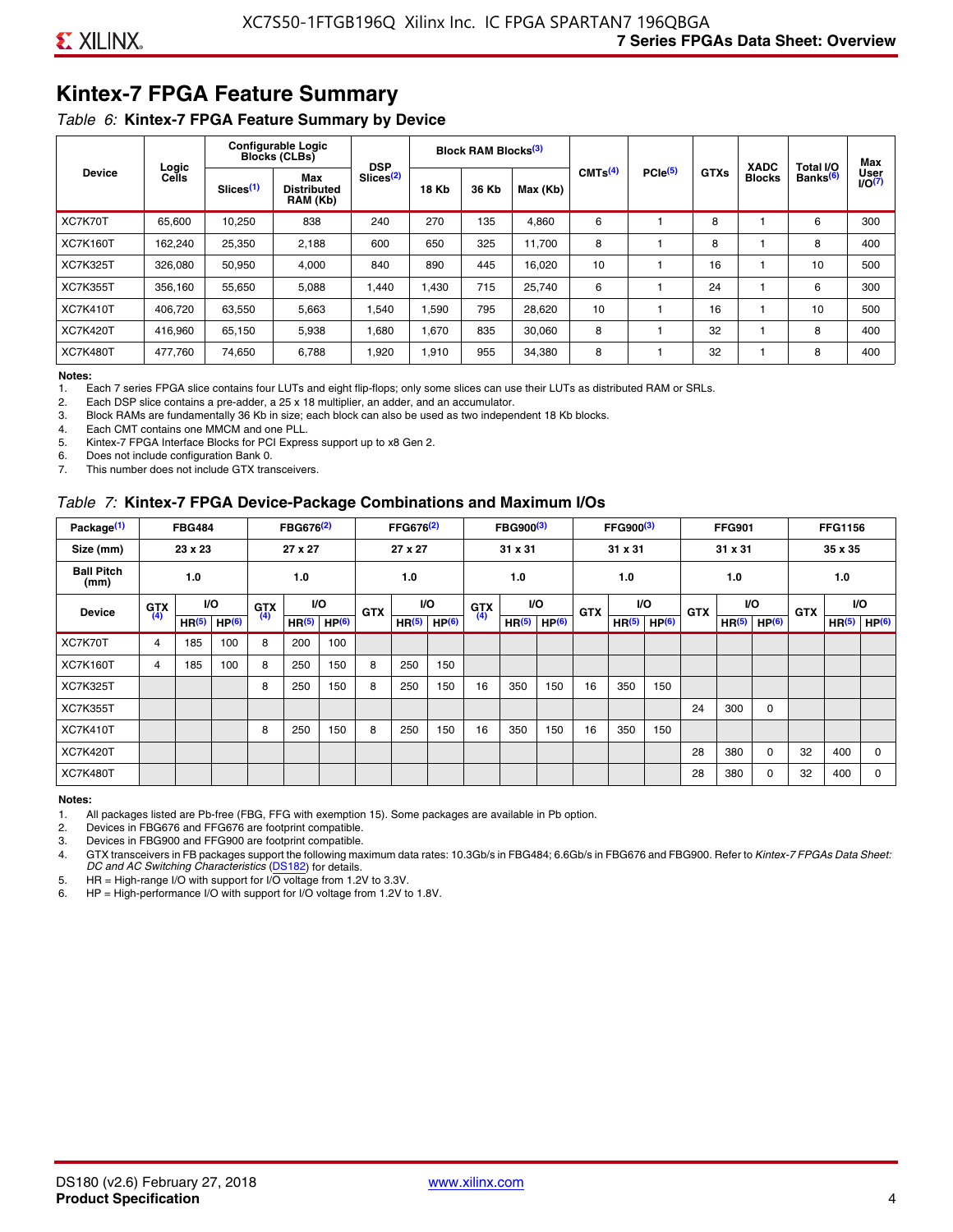# Kintex-7 FPGA Feature Summary

*Table 6:* **Kintex-7 FPGA Feature Summary by Device**

| Device | Logic Cells | Configurable Logic Blocks (CLBs) | | DSP Slices[2] | Block RAM Blocks[3] | | | CMTs[4] | PCIe[5] | GTXs | XADC Blocks | Total I/O Banks[6] | Max User I/O[7] |
|---|---|---|---|---|---|---|---|---|---|---|---|---|---|
| | | Slices[1] | Max Distributed RAM (Kb) | | 18 Kb | 36 Kb | Max (Kb) | | | | | | |
| XC7K70T | 65,600 | 10,250 | 838 | 240 | 270 | 135 | 4,860 | 6 | 1 | 8 | 1 | 6 | 300 |
| XC7K160T | 162,240 | 25,350 | 2,188 | 600 | 650 | 325 | 11,700 | 8 | 1 | 8 | 1 | 8 | 400 |
| XC7K325T | 326,080 | 50,950 | 4,000 | 840 | 890 | 445 | 16,020 | 10 | 1 | 16 | 1 | 10 | 500 |
| XC7K355T | 356,160 | 55,650 | 5,088 | 1,440 | 1,430 | 715 | 25,740 | 6 | 1 | 24 | 1 | 6 | 300 |
| XC7K410T | 406,720 | 63,550 | 5,663 | 1,540 | 1,590 | 795 | 28,620 | 10 | 1 | 16 | 1 | 10 | 500 |
| XC7K420T | 416,960 | 65,150 | 5,938 | 1,680 | 1,670 | 835 | 30,060 | 8 | 1 | 32 | 1 | 8 | 400 |
| XC7K480T | 477,760 | 74,650 | 6,788 | 1,920 | 1,910 | 955 | 34,380 | 8 | 1 | 32 | 1 | 8 | 400 |

**Notes:**
1. Each 7 series FPGA slice contains four LUTs and eight flip-flops; only some slices can use their LUTs as distributed RAM or SRLs.
2. Each DSP slice contains a pre-adder, a 25 x 18 multiplier, an adder, and an accumulator.
3. Block RAMs are fundamentally 36 Kb in size; each block can also be used as two independent 18 Kb blocks.
4. Each CMT contains one MMCM and one PLL.
5. Kintex-7 FPGA Interface Blocks for PCI Express support up to x8 Gen 2.
6. Does not include configuration Bank 0.
7. This number does not include GTX transceivers.

*Table 7:* **Kintex-7 FPGA Device-Package Combinations and Maximum I/Os**

| Package[1] | FBG484 | | | FBG676[2] | | | FFG676[2] | | | FBG900[3] | | | FFG900[3] | | | FFG901 | | | FFG1156 | | |
|---|---|---|---|---|---|---|---|---|---|---|---|---|---|---|---|---|---|---|---|---|---|
| Size (mm) | 23 x 23 | | | 27 x 27 | | | 27 x 27 | | | 31 x 31 | | | 31 x 31 | | | 31 x 31 | | | 35 x 35 | | |
| Ball Pitch (mm) | 1.0 | | | 1.0 | | | 1.0 | | | 1.0 | | | 1.0 | | | 1.0 | | | 1.0 | | |
| Device | GTX[4] | I/O | | GTX[4] | I/O | | GTX | I/O | | GTX[4] | I/O | | GTX | I/O | | GTX | I/O | | GTX | I/O | |
| | | HR[5] | HP[6] | | HR[5] | HP[6] | | HR[5] | HP[6] | | HR[5] | HP[6] | | HR[5] | HP[6] | | HR[5] | HP[6] | | HR[5] | HP[6] |
| XC7K70T | 4 | 185 | 100 | 8 | 200 | 100 | | | | | | | | | | | | | | | |
| XC7K160T | 4 | 185 | 100 | 8 | 250 | 150 | 8 | 250 | 150 | | | | | | | | | | | | |
| XC7K325T | | | | 8 | 250 | 150 | 8 | 250 | 150 | 16 | 350 | 150 | 16 | 350 | 150 | | | | | | |
| XC7K355T | | | | | | | | | | | | | | | | 24 | 300 | 0 | | | |
| XC7K410T | | | | 8 | 250 | 150 | 8 | 250 | 150 | 16 | 350 | 150 | 16 | 350 | 150 | | | | | | |
| XC7K420T | | | | | | | | | | | | | | | | 28 | 380 | 0 | 32 | 400 | 0 |
| XC7K480T | | | | | | | | | | | | | | | | 28 | 380 | 0 | 32 | 400 | 0 |

**Notes:**
1. All packages listed are Pb-free (FBG, FFG with exemption 15). Some packages are available in Pb option.
2. Devices in FBG676 and FFG676 are footprint compatible.
3. Devices in FBG900 and FFG900 are footprint compatible.
4. GTX transceivers in FB packages support the following maximum data rates: 10.3Gb/s in FBG484; 6.6Gb/s in FBG676 and FBG900. Refer to *Kintex-7 FPGAs Data Sheet: DC and AC Switching Characteristics* (DS182) for details.
5. HR = High-range I/O with support for I/O voltage from 1.2V to 3.3V.
6. HP = High-performance I/O with support for I/O voltage from 1.2V to 1.8V.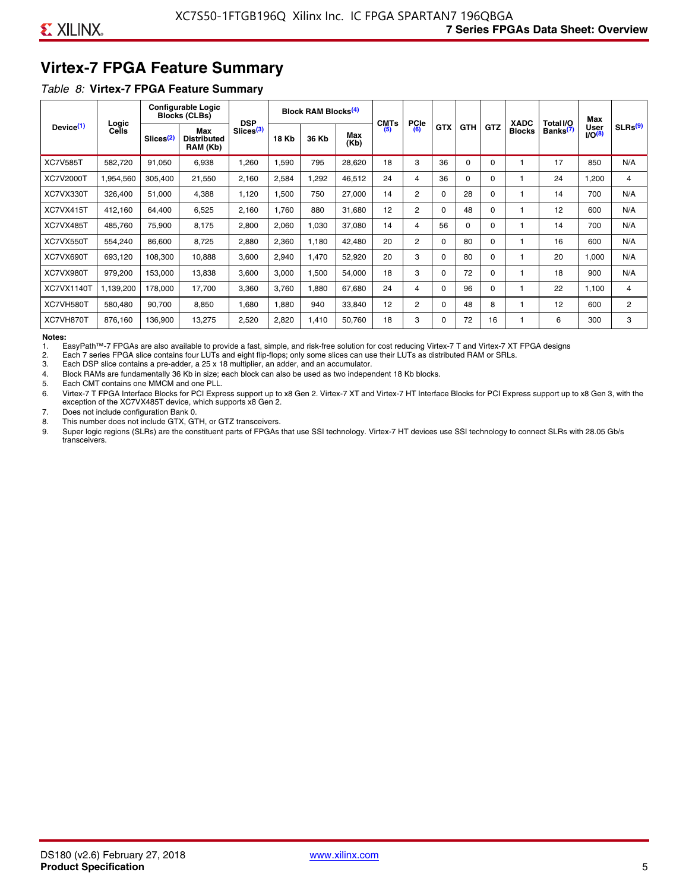## Virtex-7 FPGA Feature Summary

*Table 8:* **Virtex-7 FPGA Feature Summary**

| Device(1) | Logic Cells | Configurable Logic Blocks (CLBs) | | DSP Slices(3) | Block RAM Blocks(4) | | | CMTs (5) | PCIe (6) | GTX | GTH | GTZ | XADC Blocks | Total I/O Banks(7) | Max User I/O(8) | SLRs(9) |
|---|---|---|---|---|---|---|---|---|---|---|---|---|---|---|---|---|
| | | Slices(2) | Max Distributed RAM (Kb) | | 18 Kb | 36 Kb | Max (Kb) | | | | | | | | | |
| XC7V585T | 582,720 | 91,050 | 6,938 | 1,260 | 1,590 | 795 | 28,620 | 18 | 3 | 36 | 0 | 0 | 1 | 17 | 850 | N/A |
| XC7V2000T | 1,954,560 | 305,400 | 21,550 | 2,160 | 2,584 | 1,292 | 46,512 | 24 | 4 | 36 | 0 | 0 | 1 | 24 | 1,200 | 4 |
| XC7VX330T | 326,400 | 51,000 | 4,388 | 1,120 | 1,500 | 750 | 27,000 | 14 | 2 | 0 | 28 | 0 | 1 | 14 | 700 | N/A |
| XC7VX415T | 412,160 | 64,400 | 6,525 | 2,160 | 1,760 | 880 | 31,680 | 12 | 2 | 0 | 48 | 0 | 1 | 12 | 600 | N/A |
| XC7VX485T | 485,760 | 75,900 | 8,175 | 2,800 | 2,060 | 1,030 | 37,080 | 14 | 4 | 56 | 0 | 0 | 1 | 14 | 700 | N/A |
| XC7VX550T | 554,240 | 86,600 | 8,725 | 2,880 | 2,360 | 1,180 | 42,480 | 20 | 2 | 0 | 80 | 0 | 1 | 16 | 600 | N/A |
| XC7VX690T | 693,120 | 108,300 | 10,888 | 3,600 | 2,940 | 1,470 | 52,920 | 20 | 3 | 0 | 80 | 0 | 1 | 20 | 1,000 | N/A |
| XC7VX980T | 979,200 | 153,000 | 13,838 | 3,600 | 3,000 | 1,500 | 54,000 | 18 | 3 | 0 | 72 | 0 | 1 | 18 | 900 | N/A |
| XC7VX1140T | 1,139,200 | 178,000 | 17,700 | 3,360 | 3,760 | 1,880 | 67,680 | 24 | 4 | 0 | 96 | 0 | 1 | 22 | 1,100 | 4 |
| XC7VH580T | 580,480 | 90,700 | 8,850 | 1,680 | 1,880 | 940 | 33,840 | 12 | 2 | 0 | 48 | 8 | 1 | 12 | 600 | 2 |
| XC7VH870T | 876,160 | 136,900 | 13,275 | 2,520 | 2,820 | 1,410 | 50,760 | 18 | 3 | 0 | 72 | 16 | 1 | 6 | 300 | 3 |

**Notes:**

1. EasyPath™-7 FPGAs are also available to provide a fast, simple, and risk-free solution for cost reducing Virtex-7 T and Virtex-7 XT FPGA designs
2. Each 7 series FPGA slice contains four LUTs and eight flip-flops; only some slices can use their LUTs as distributed RAM or SRLs.
3. Each DSP slice contains a pre-adder, a 25 x 18 multiplier, an adder, and an accumulator.
4. Block RAMs are fundamentally 36 Kb in size; each block can also be used as two independent 18 Kb blocks.
5. Each CMT contains one MMCM and one PLL.
6. Virtex-7 T FPGA Interface Blocks for PCI Express support up to x8 Gen 2. Virtex-7 XT and Virtex-7 HT Interface Blocks for PCI Express support up to x8 Gen 3, with the exception of the XC7VX485T device, which supports x8 Gen 2.
7. Does not include configuration Bank 0.
8. This number does not include GTX, GTH, or GTZ transceivers.
9. Super logic regions (SLRs) are the constituent parts of FPGAs that use SSI technology. Virtex-7 HT devices use SSI technology to connect SLRs with 28.05 Gb/s transceivers.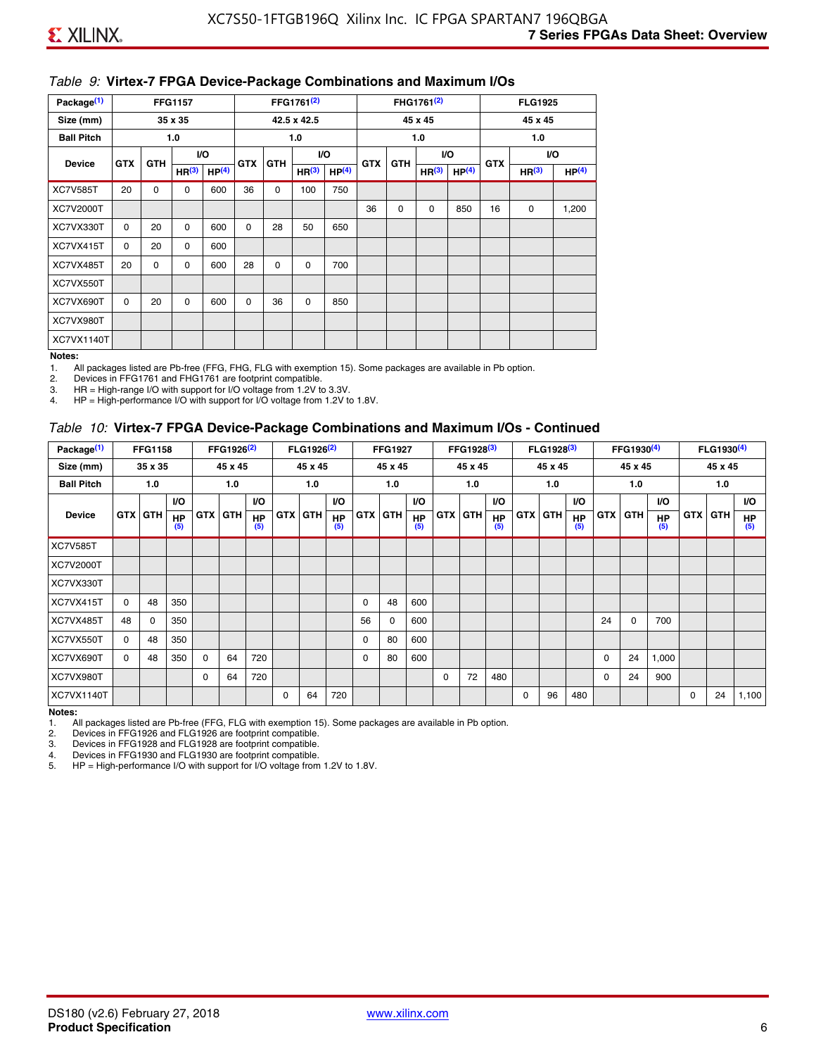*Table 9:* **Virtex-7 FPGA Device-Package Combinations and Maximum I/Os**

| Package[1] | FFG1157 | | | | FFG1761[2] | | | | FHG1761[2] | | | | FLG1925 | | |
|---|---|---|---|---|---|---|---|---|---|---|---|---|---|---|---|
| Size (mm) | 35 x 35 | | | | 42.5 x 42.5 | | | | 45 x 45 | | | | 45 x 45 | | |
| Ball Pitch | 1.0 | | | | 1.0 | | | | 1.0 | | | | 1.0 | | |
| Device | GTX | GTH | I/O HR[3] | I/O HP[4] | GTX | GTH | I/O HR[3] | I/O HP[4] | GTX | GTH | I/O HR[3] | I/O HP[4] | GTX | I/O HR[3] | I/O HP[4] |
| XC7V585T | 20 | 0 | 0 | 600 | 36 | 0 | 100 | 750 | | | | | | | |
| XC7V2000T | | | | | | | | | 36 | 0 | 0 | 850 | 16 | 0 | 1,200 |
| XC7VX330T | 0 | 20 | 0 | 600 | 0 | 28 | 50 | 650 | | | | | | | |
| XC7VX415T | 0 | 20 | 0 | 600 | | | | | | | | | | | |
| XC7VX485T | 20 | 0 | 0 | 600 | 28 | 0 | 0 | 700 | | | | | | | |
| XC7VX550T | | | | | | | | | | | | | | | |
| XC7VX690T | 0 | 20 | 0 | 600 | 0 | 36 | 0 | 850 | | | | | | | |
| XC7VX980T | | | | | | | | | | | | | | | |
| XC7VX1140T | | | | | | | | | | | | | | | |

**Notes:**

1. All packages listed are Pb-free (FFG, FHG, FLG with exemption 15). Some packages are available in Pb option.
2. Devices in FFG1761 and FHG1761 are footprint compatible.
3. HR = High-range I/O with support for I/O voltage from 1.2V to 3.3V.
4. HP = High-performance I/O with support for I/O voltage from 1.2V to 1.8V.

*Table 10:* **Virtex-7 FPGA Device-Package Combinations and Maximum I/Os - Continued**

| Package[1] | FFG1158 | | | FFG1926[2] | | | FLG1926[2] | | | FFG1927 | | | FFG1928[3] | | | FLG1928[3] | | | FFG1930[4] | | | FLG1930[4] | | |
|---|---|---|---|---|---|---|---|---|---|---|---|---|---|---|---|---|---|---|---|---|---|---|---|---|
| Size (mm) | 35 x 35 | | | 45 x 45 | | | 45 x 45 | | | 45 x 45 | | | 45 x 45 | | | 45 x 45 | | | 45 x 45 | | | 45 x 45 | | |
| Ball Pitch | 1.0 | | | 1.0 | | | 1.0 | | | 1.0 | | | 1.0 | | | 1.0 | | | 1.0 | | | 1.0 | | |
| Device | GTX | GTH | I/O HP[5] | GTX | GTH | I/O HP[5] | GTX | GTH | I/O HP[5] | GTX | GTH | I/O HP[5] | GTX | GTH | I/O HP[5] | GTX | GTH | I/O HP[5] | GTX | GTH | I/O HP[5] | GTX | GTH | I/O HP[5] |
| XC7V585T | | | | | | | | | | | | | | | | | | | | | | | | |
| XC7V2000T | | | | | | | | | | | | | | | | | | | | | | | | |
| XC7VX330T | | | | | | | | | | | | | | | | | | | | | | | | |
| XC7VX415T | 0 | 48 | 350 | | | | | | | 0 | 48 | 600 | | | | | | | | | | | | |
| XC7VX485T | 48 | 0 | 350 | | | | | | | 56 | 0 | 600 | | | | | | | 24 | 0 | 700 | | | |
| XC7VX550T | 0 | 48 | 350 | | | | | | | 0 | 80 | 600 | | | | | | | | | | | | |
| XC7VX690T | 0 | 48 | 350 | 0 | 64 | 720 | | | | 0 | 80 | 600 | | | | | | | 0 | 24 | 1,000 | | | |
| XC7VX980T | | | | 0 | 64 | 720 | | | | | | | 0 | 72 | 480 | | | | 0 | 24 | 900 | | | |
| XC7VX1140T | | | | | | | 0 | 64 | 720 | | | | | | | 0 | 96 | 480 | | | | 0 | 24 | 1,100 |

**Notes:**

1. All packages listed are Pb-free (FFG, FLG with exemption 15). Some packages are available in Pb option.
2. Devices in FFG1926 and FLG1926 are footprint compatible.
3. Devices in FFG1928 and FLG1928 are footprint compatible.
4. Devices in FFG1930 and FLG1930 are footprint compatible.
5. HP = High-performance I/O with support for I/O voltage from 1.2V to 1.8V.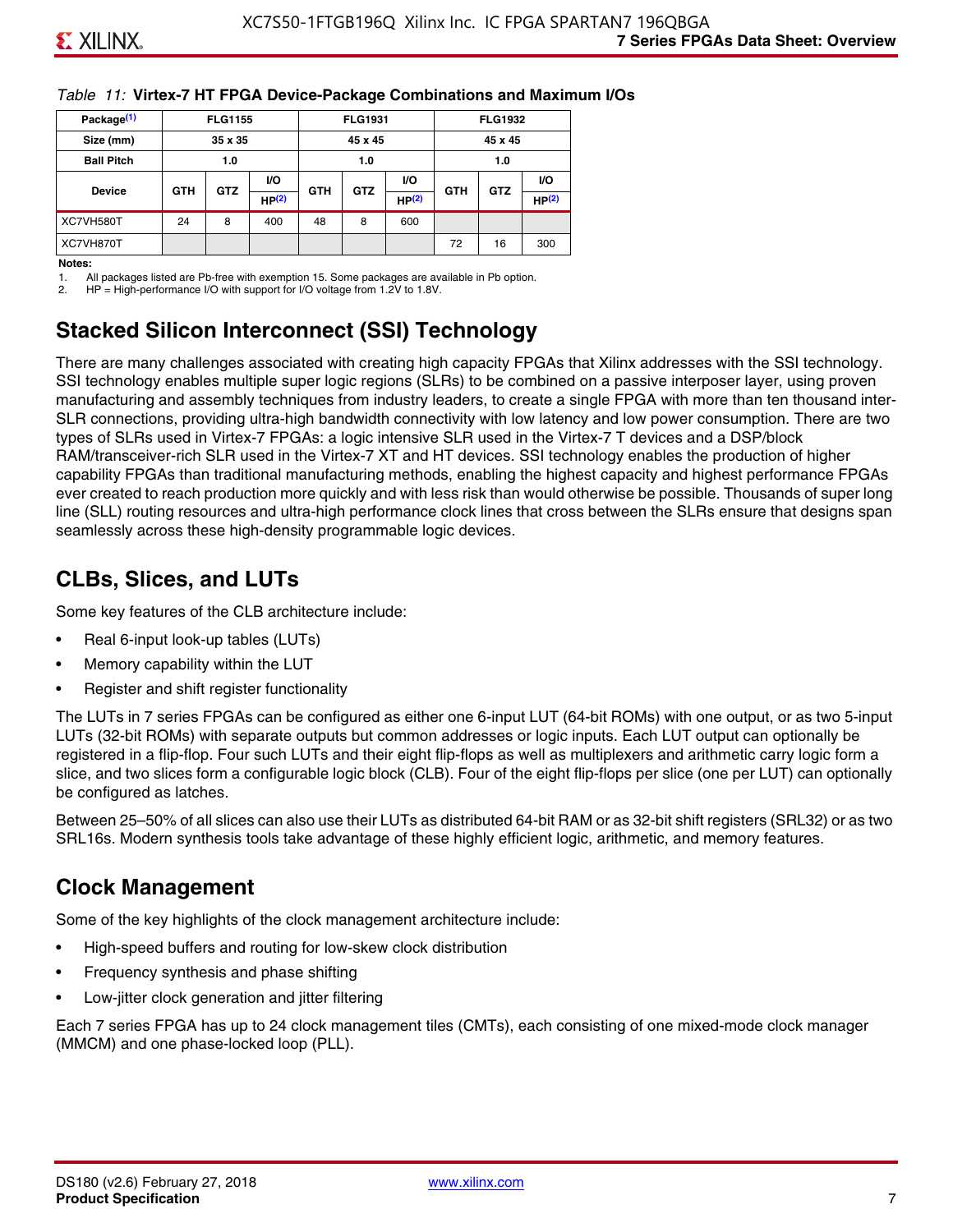*Table 11:* **Virtex-7 HT FPGA Device-Package Combinations and Maximum I/Os**

| Package(1) | FLG1155 | | | FLG1931 | | | FLG1932 | | |
|---|---|---|---|---|---|---|---|---|---|
| Size (mm) | 35 x 35 | | | 45 x 45 | | | 45 x 45 | | |
| Ball Pitch | 1.0 | | | 1.0 | | | 1.0 | | |
| Device | GTH | GTZ | I/O HP(2) | GTH | GTZ | I/O HP(2) | GTH | GTZ | I/O HP(2) |
| XC7VH580T | 24 | 8 | 400 | 48 | 8 | 600 | | | |
| XC7VH870T | | | | | | | 72 | 16 | 300 |

**Notes:**

1. All packages listed are Pb-free with exemption 15. Some packages are available in Pb option.
2. HP = High-performance I/O with support for I/O voltage from 1.2V to 1.8V.

## Stacked Silicon Interconnect (SSI) Technology

There are many challenges associated with creating high capacity FPGAs that Xilinx addresses with the SSI technology. SSI technology enables multiple super logic regions (SLRs) to be combined on a passive interposer layer, using proven manufacturing and assembly techniques from industry leaders, to create a single FPGA with more than ten thousand inter-SLR connections, providing ultra-high bandwidth connectivity with low latency and low power consumption. There are two types of SLRs used in Virtex-7 FPGAs: a logic intensive SLR used in the Virtex-7 T devices and a DSP/block RAM/transceiver-rich SLR used in the Virtex-7 XT and HT devices. SSI technology enables the production of higher capability FPGAs than traditional manufacturing methods, enabling the highest capacity and highest performance FPGAs ever created to reach production more quickly and with less risk than would otherwise be possible. Thousands of super long line (SLL) routing resources and ultra-high performance clock lines that cross between the SLRs ensure that designs span seamlessly across these high-density programmable logic devices.

## CLBs, Slices, and LUTs

Some key features of the CLB architecture include:

- Real 6-input look-up tables (LUTs)
- Memory capability within the LUT
- Register and shift register functionality

The LUTs in 7 series FPGAs can be configured as either one 6-input LUT (64-bit ROMs) with one output, or as two 5-input LUTs (32-bit ROMs) with separate outputs but common addresses or logic inputs. Each LUT output can optionally be registered in a flip-flop. Four such LUTs and their eight flip-flops as well as multiplexers and arithmetic carry logic form a slice, and two slices form a configurable logic block (CLB). Four of the eight flip-flops per slice (one per LUT) can optionally be configured as latches.

Between 25–50% of all slices can also use their LUTs as distributed 64-bit RAM or as 32-bit shift registers (SRL32) or as two SRL16s. Modern synthesis tools take advantage of these highly efficient logic, arithmetic, and memory features.

## Clock Management

Some of the key highlights of the clock management architecture include:

- High-speed buffers and routing for low-skew clock distribution
- Frequency synthesis and phase shifting
- Low-jitter clock generation and jitter filtering

Each 7 series FPGA has up to 24 clock management tiles (CMTs), each consisting of one mixed-mode clock manager (MMCM) and one phase-locked loop (PLL).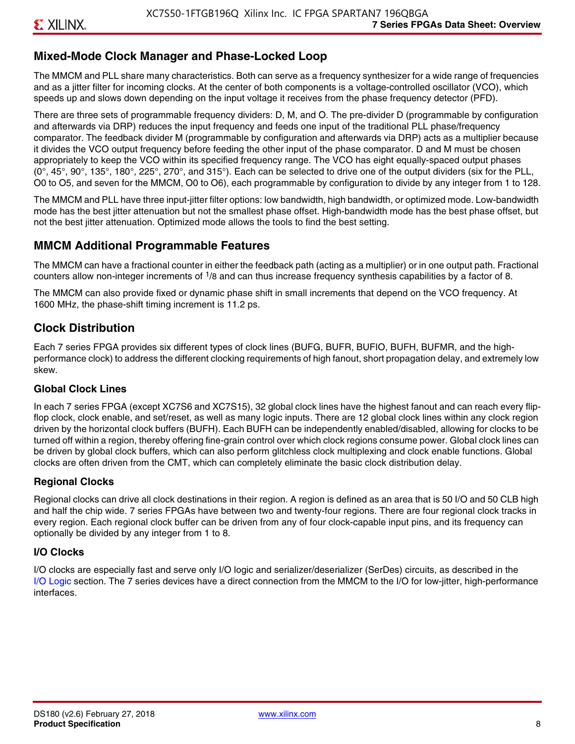## Mixed-Mode Clock Manager and Phase-Locked Loop

The MMCM and PLL share many characteristics. Both can serve as a frequency synthesizer for a wide range of frequencies and as a jitter filter for incoming clocks. At the center of both components is a voltage-controlled oscillator (VCO), which speeds up and slows down depending on the input voltage it receives from the phase frequency detector (PFD).

There are three sets of programmable frequency dividers: D, M, and O. The pre-divider D (programmable by configuration and afterwards via DRP) reduces the input frequency and feeds one input of the traditional PLL phase/frequency comparator. The feedback divider M (programmable by configuration and afterwards via DRP) acts as a multiplier because it divides the VCO output frequency before feeding the other input of the phase comparator. D and M must be chosen appropriately to keep the VCO within its specified frequency range. The VCO has eight equally-spaced output phases (0°, 45°, 90°, 135°, 180°, 225°, 270°, and 315°). Each can be selected to drive one of the output dividers (six for the PLL, O0 to O5, and seven for the MMCM, O0 to O6), each programmable by configuration to divide by any integer from 1 to 128.

The MMCM and PLL have three input-jitter filter options: low bandwidth, high bandwidth, or optimized mode. Low-bandwidth mode has the best jitter attenuation but not the smallest phase offset. High-bandwidth mode has the best phase offset, but not the best jitter attenuation. Optimized mode allows the tools to find the best setting.

## MMCM Additional Programmable Features

The MMCM can have a fractional counter in either the feedback path (acting as a multiplier) or in one output path. Fractional counters allow non-integer increments of $^1/_8$ and can thus increase frequency synthesis capabilities by a factor of 8.

The MMCM can also provide fixed or dynamic phase shift in small increments that depend on the VCO frequency. At 1600 MHz, the phase-shift timing increment is 11.2 ps.

## Clock Distribution

Each 7 series FPGA provides six different types of clock lines (BUFG, BUFR, BUFIO, BUFH, BUFMR, and the high-performance clock) to address the different clocking requirements of high fanout, short propagation delay, and extremely low skew.

### Global Clock Lines

In each 7 series FPGA (except XC7S6 and XC7S15), 32 global clock lines have the highest fanout and can reach every flip-flop clock, clock enable, and set/reset, as well as many logic inputs. There are 12 global clock lines within any clock region driven by the horizontal clock buffers (BUFH). Each BUFH can be independently enabled/disabled, allowing for clocks to be turned off within a region, thereby offering fine-grain control over which clock regions consume power. Global clock lines can be driven by global clock buffers, which can also perform glitchless clock multiplexing and clock enable functions. Global clocks are often driven from the CMT, which can completely eliminate the basic clock distribution delay.

### Regional Clocks

Regional clocks can drive all clock destinations in their region. A region is defined as an area that is 50 I/O and 50 CLB high and half the chip wide. 7 series FPGAs have between two and twenty-four regions. There are four regional clock tracks in every region. Each regional clock buffer can be driven from any of four clock-capable input pins, and its frequency can optionally be divided by any integer from 1 to 8.

### I/O Clocks

I/O clocks are especially fast and serve only I/O logic and serializer/deserializer (SerDes) circuits, as described in the I/O Logic section. The 7 series devices have a direct connection from the MMCM to the I/O for low-jitter, high-performance interfaces.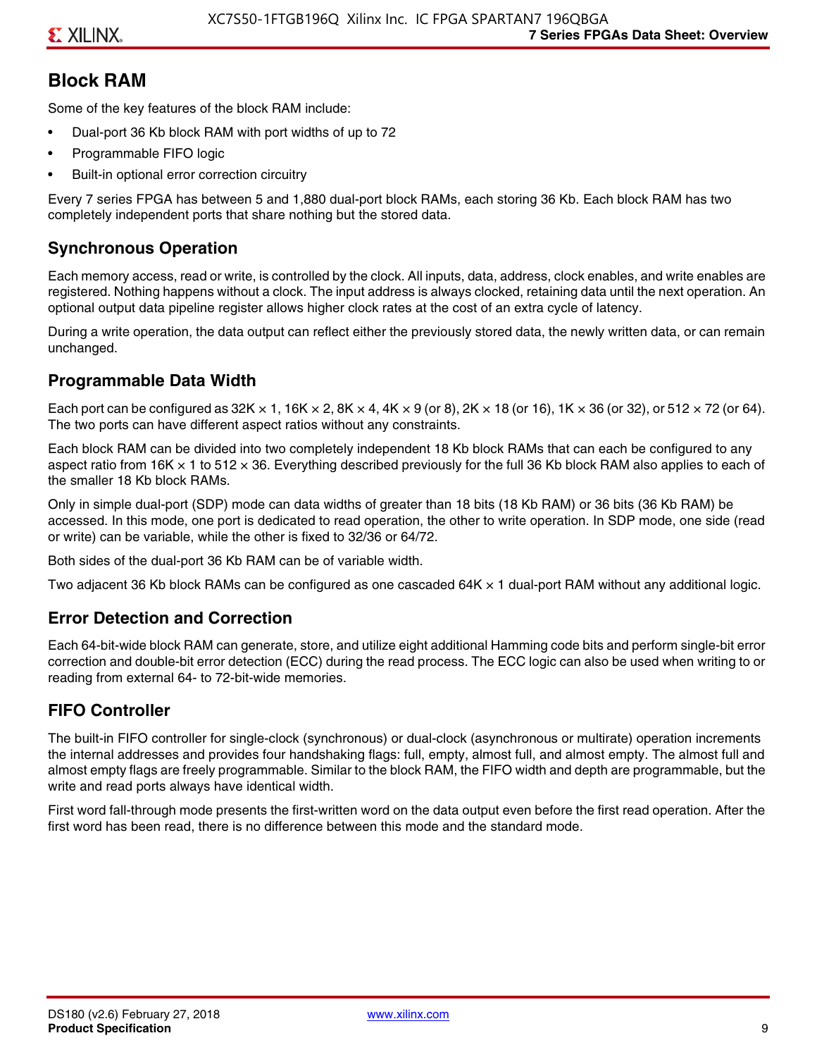## Block RAM

Some of the key features of the block RAM include:

- Dual-port 36 Kb block RAM with port widths of up to 72
- Programmable FIFO logic
- Built-in optional error correction circuitry

Every 7 series FPGA has between 5 and 1,880 dual-port block RAMs, each storing 36 Kb. Each block RAM has two completely independent ports that share nothing but the stored data.

### Synchronous Operation

Each memory access, read or write, is controlled by the clock. All inputs, data, address, clock enables, and write enables are registered. Nothing happens without a clock. The input address is always clocked, retaining data until the next operation. An optional output data pipeline register allows higher clock rates at the cost of an extra cycle of latency.

During a write operation, the data output can reflect either the previously stored data, the newly written data, or can remain unchanged.

### Programmable Data Width

Each port can be configured as 32K × 1, 16K × 2, 8K × 4, 4K × 9 (or 8), 2K × 18 (or 16), 1K × 36 (or 32), or 512 × 72 (or 64). The two ports can have different aspect ratios without any constraints.

Each block RAM can be divided into two completely independent 18 Kb block RAMs that can each be configured to any aspect ratio from 16K × 1 to 512 × 36. Everything described previously for the full 36 Kb block RAM also applies to each of the smaller 18 Kb block RAMs.

Only in simple dual-port (SDP) mode can data widths of greater than 18 bits (18 Kb RAM) or 36 bits (36 Kb RAM) be accessed. In this mode, one port is dedicated to read operation, the other to write operation. In SDP mode, one side (read or write) can be variable, while the other is fixed to 32/36 or 64/72.

Both sides of the dual-port 36 Kb RAM can be of variable width.

Two adjacent 36 Kb block RAMs can be configured as one cascaded 64K × 1 dual-port RAM without any additional logic.

### Error Detection and Correction

Each 64-bit-wide block RAM can generate, store, and utilize eight additional Hamming code bits and perform single-bit error correction and double-bit error detection (ECC) during the read process. The ECC logic can also be used when writing to or reading from external 64- to 72-bit-wide memories.

### FIFO Controller

The built-in FIFO controller for single-clock (synchronous) or dual-clock (asynchronous or multirate) operation increments the internal addresses and provides four handshaking flags: full, empty, almost full, and almost empty. The almost full and almost empty flags are freely programmable. Similar to the block RAM, the FIFO width and depth are programmable, but the write and read ports always have identical width.

First word fall-through mode presents the first-written word on the data output even before the first read operation. After the first word has been read, there is no difference between this mode and the standard mode.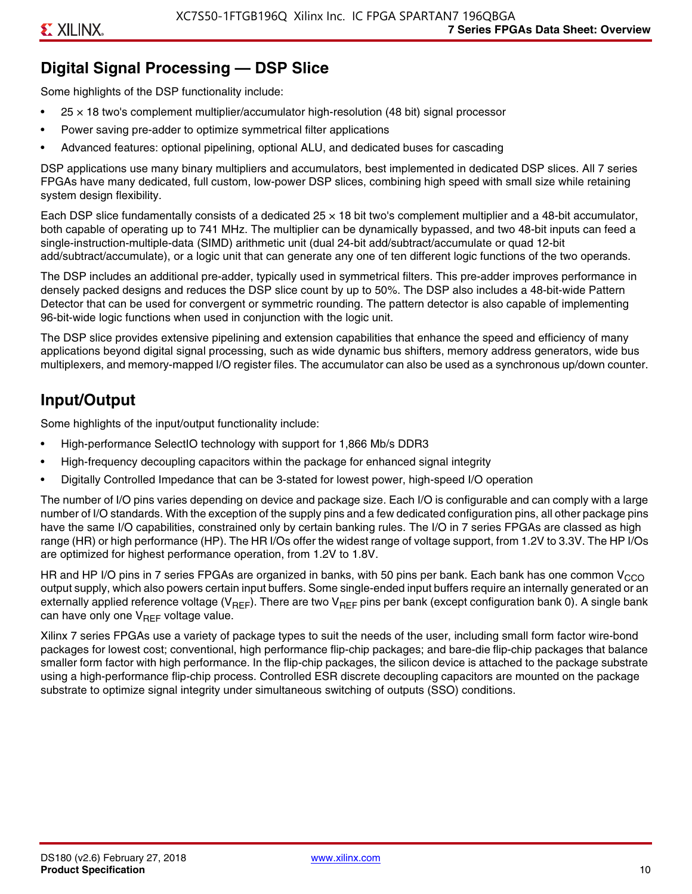## Digital Signal Processing — DSP Slice

Some highlights of the DSP functionality include:

- 25 × 18 two's complement multiplier/accumulator high-resolution (48 bit) signal processor
- Power saving pre-adder to optimize symmetrical filter applications
- Advanced features: optional pipelining, optional ALU, and dedicated buses for cascading

DSP applications use many binary multipliers and accumulators, best implemented in dedicated DSP slices. All 7 series FPGAs have many dedicated, full custom, low-power DSP slices, combining high speed with small size while retaining system design flexibility.

Each DSP slice fundamentally consists of a dedicated 25 × 18 bit two's complement multiplier and a 48-bit accumulator, both capable of operating up to 741 MHz. The multiplier can be dynamically bypassed, and two 48-bit inputs can feed a single-instruction-multiple-data (SIMD) arithmetic unit (dual 24-bit add/subtract/accumulate or quad 12-bit add/subtract/accumulate), or a logic unit that can generate any one of ten different logic functions of the two operands.

The DSP includes an additional pre-adder, typically used in symmetrical filters. This pre-adder improves performance in densely packed designs and reduces the DSP slice count by up to 50%. The DSP also includes a 48-bit-wide Pattern Detector that can be used for convergent or symmetric rounding. The pattern detector is also capable of implementing 96-bit-wide logic functions when used in conjunction with the logic unit.

The DSP slice provides extensive pipelining and extension capabilities that enhance the speed and efficiency of many applications beyond digital signal processing, such as wide dynamic bus shifters, memory address generators, wide bus multiplexers, and memory-mapped I/O register files. The accumulator can also be used as a synchronous up/down counter.

## Input/Output

Some highlights of the input/output functionality include:

- High-performance SelectIO technology with support for 1,866 Mb/s DDR3
- High-frequency decoupling capacitors within the package for enhanced signal integrity
- Digitally Controlled Impedance that can be 3-stated for lowest power, high-speed I/O operation

The number of I/O pins varies depending on device and package size. Each I/O is configurable and can comply with a large number of I/O standards. With the exception of the supply pins and a few dedicated configuration pins, all other package pins have the same I/O capabilities, constrained only by certain banking rules. The I/O in 7 series FPGAs are classed as high range (HR) or high performance (HP). The HR I/Os offer the widest range of voltage support, from 1.2V to 3.3V. The HP I/Os are optimized for highest performance operation, from 1.2V to 1.8V.

HR and HP I/O pins in 7 series FPGAs are organized in banks, with 50 pins per bank. Each bank has one common $V_{CCO}$ output supply, which also powers certain input buffers. Some single-ended input buffers require an internally generated or an externally applied reference voltage ($V_{REF}$). There are two $V_{REF}$ pins per bank (except configuration bank 0). A single bank can have only one $V_{REF}$ voltage value.

Xilinx 7 series FPGAs use a variety of package types to suit the needs of the user, including small form factor wire-bond packages for lowest cost; conventional, high performance flip-chip packages; and bare-die flip-chip packages that balance smaller form factor with high performance. In the flip-chip packages, the silicon device is attached to the package substrate using a high-performance flip-chip process. Controlled ESR discrete decoupling capacitors are mounted on the package substrate to optimize signal integrity under simultaneous switching of outputs (SSO) conditions.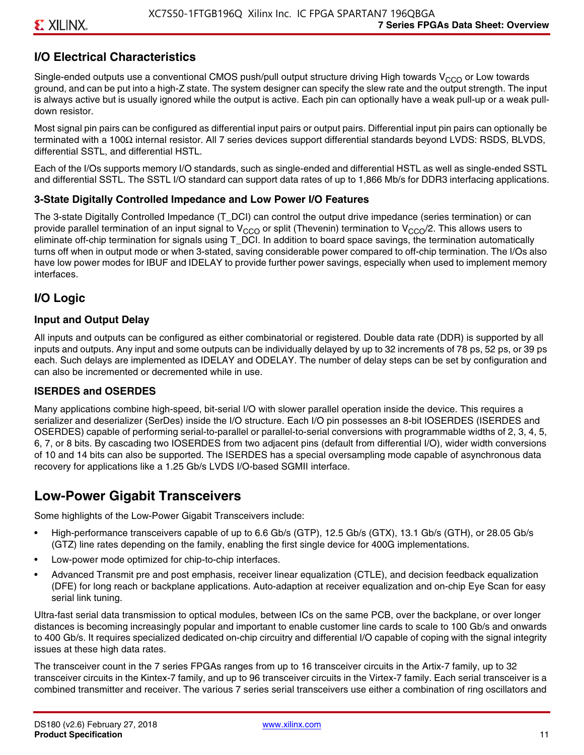## I/O Electrical Characteristics

Single-ended outputs use a conventional CMOS push/pull output structure driving High towards $V_{CCO}$ or Low towards ground, and can be put into a high-Z state. The system designer can specify the slew rate and the output strength. The input is always active but is usually ignored while the output is active. Each pin can optionally have a weak pull-up or a weak pull-down resistor.

Most signal pin pairs can be configured as differential input pairs or output pairs. Differential input pin pairs can optionally be terminated with a 100Ω internal resistor. All 7 series devices support differential standards beyond LVDS: RSDS, BLVDS, differential SSTL, and differential HSTL.

Each of the I/Os supports memory I/O standards, such as single-ended and differential HSTL as well as single-ended SSTL and differential SSTL. The SSTL I/O standard can support data rates of up to 1,866 Mb/s for DDR3 interfacing applications.

### 3-State Digitally Controlled Impedance and Low Power I/O Features

The 3-state Digitally Controlled Impedance (T_DCI) can control the output drive impedance (series termination) or can provide parallel termination of an input signal to $V_{CCO}$ or split (Thevenin) termination to $V_{CCO}/2$. This allows users to eliminate off-chip termination for signals using T_DCI. In addition to board space savings, the termination automatically turns off when in output mode or when 3-stated, saving considerable power compared to off-chip termination. The I/Os also have low power modes for IBUF and IDELAY to provide further power savings, especially when used to implement memory interfaces.

## I/O Logic

### Input and Output Delay

All inputs and outputs can be configured as either combinatorial or registered. Double data rate (DDR) is supported by all inputs and outputs. Any input and some outputs can be individually delayed by up to 32 increments of 78 ps, 52 ps, or 39 ps each. Such delays are implemented as IDELAY and ODELAY. The number of delay steps can be set by configuration and can also be incremented or decremented while in use.

### ISERDES and OSERDES

Many applications combine high-speed, bit-serial I/O with slower parallel operation inside the device. This requires a serializer and deserializer (SerDes) inside the I/O structure. Each I/O pin possesses an 8-bit IOSERDES (ISERDES and OSERDES) capable of performing serial-to-parallel or parallel-to-serial conversions with programmable widths of 2, 3, 4, 5, 6, 7, or 8 bits. By cascading two IOSERDES from two adjacent pins (default from differential I/O), wider width conversions of 10 and 14 bits can also be supported. The ISERDES has a special oversampling mode capable of asynchronous data recovery for applications like a 1.25 Gb/s LVDS I/O-based SGMII interface.

# Low-Power Gigabit Transceivers

Some highlights of the Low-Power Gigabit Transceivers include:

- High-performance transceivers capable of up to 6.6 Gb/s (GTP), 12.5 Gb/s (GTX), 13.1 Gb/s (GTH), or 28.05 Gb/s (GTZ) line rates depending on the family, enabling the first single device for 400G implementations.
- Low-power mode optimized for chip-to-chip interfaces.
- Advanced Transmit pre and post emphasis, receiver linear equalization (CTLE), and decision feedback equalization (DFE) for long reach or backplane applications. Auto-adaption at receiver equalization and on-chip Eye Scan for easy serial link tuning.

Ultra-fast serial data transmission to optical modules, between ICs on the same PCB, over the backplane, or over longer distances is becoming increasingly popular and important to enable customer line cards to scale to 100 Gb/s and onwards to 400 Gb/s. It requires specialized dedicated on-chip circuitry and differential I/O capable of coping with the signal integrity issues at these high data rates.

The transceiver count in the 7 series FPGAs ranges from up to 16 transceiver circuits in the Artix-7 family, up to 32 transceiver circuits in the Kintex-7 family, and up to 96 transceiver circuits in the Virtex-7 family. Each serial transceiver is a combined transmitter and receiver. The various 7 series serial transceivers use either a combination of ring oscillators and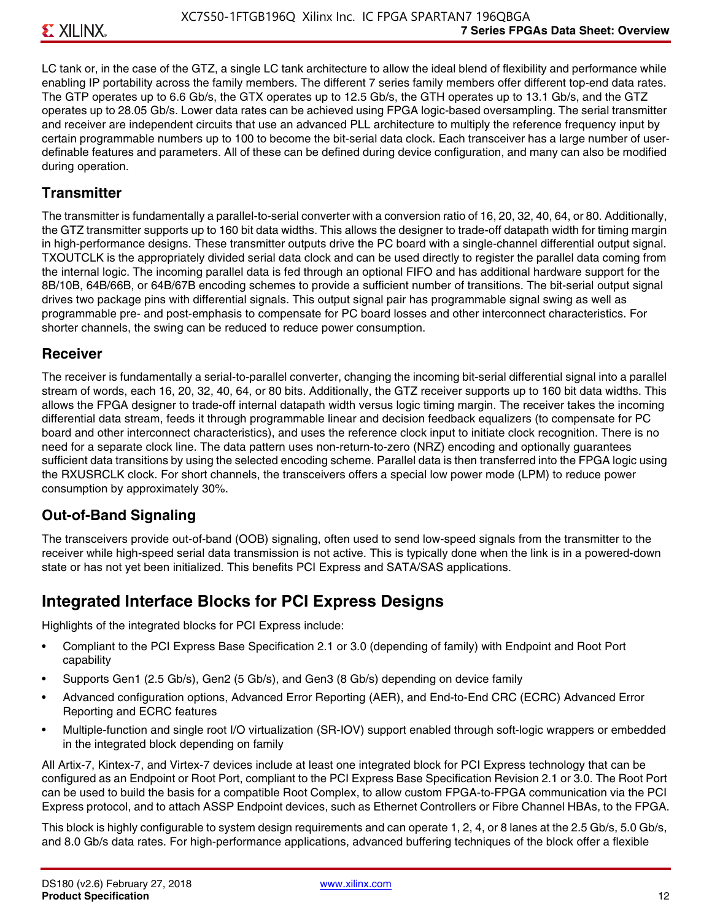LC tank or, in the case of the GTZ, a single LC tank architecture to allow the ideal blend of flexibility and performance while enabling IP portability across the family members. The different 7 series family members offer different top-end data rates. The GTP operates up to 6.6 Gb/s, the GTX operates up to 12.5 Gb/s, the GTH operates up to 13.1 Gb/s, and the GTZ operates up to 28.05 Gb/s. Lower data rates can be achieved using FPGA logic-based oversampling. The serial transmitter and receiver are independent circuits that use an advanced PLL architecture to multiply the reference frequency input by certain programmable numbers up to 100 to become the bit-serial data clock. Each transceiver has a large number of user-definable features and parameters. All of these can be defined during device configuration, and many can also be modified during operation.

### Transmitter

The transmitter is fundamentally a parallel-to-serial converter with a conversion ratio of 16, 20, 32, 40, 64, or 80. Additionally, the GTZ transmitter supports up to 160 bit data widths. This allows the designer to trade-off datapath width for timing margin in high-performance designs. These transmitter outputs drive the PC board with a single-channel differential output signal. TXOUTCLK is the appropriately divided serial data clock and can be used directly to register the parallel data coming from the internal logic. The incoming parallel data is fed through an optional FIFO and has additional hardware support for the 8B/10B, 64B/66B, or 64B/67B encoding schemes to provide a sufficient number of transitions. The bit-serial output signal drives two package pins with differential signals. This output signal pair has programmable signal swing as well as programmable pre- and post-emphasis to compensate for PC board losses and other interconnect characteristics. For shorter channels, the swing can be reduced to reduce power consumption.

### Receiver

The receiver is fundamentally a serial-to-parallel converter, changing the incoming bit-serial differential signal into a parallel stream of words, each 16, 20, 32, 40, 64, or 80 bits. Additionally, the GTZ receiver supports up to 160 bit data widths. This allows the FPGA designer to trade-off internal datapath width versus logic timing margin. The receiver takes the incoming differential data stream, feeds it through programmable linear and decision feedback equalizers (to compensate for PC board and other interconnect characteristics), and uses the reference clock input to initiate clock recognition. There is no need for a separate clock line. The data pattern uses non-return-to-zero (NRZ) encoding and optionally guarantees sufficient data transitions by using the selected encoding scheme. Parallel data is then transferred into the FPGA logic using the RXUSRCLK clock. For short channels, the transceivers offers a special low power mode (LPM) to reduce power consumption by approximately 30%.

### Out-of-Band Signaling

The transceivers provide out-of-band (OOB) signaling, often used to send low-speed signals from the transmitter to the receiver while high-speed serial data transmission is not active. This is typically done when the link is in a powered-down state or has not yet been initialized. This benefits PCI Express and SATA/SAS applications.

## Integrated Interface Blocks for PCI Express Designs

Highlights of the integrated blocks for PCI Express include:

- Compliant to the PCI Express Base Specification 2.1 or 3.0 (depending of family) with Endpoint and Root Port capability
- Supports Gen1 (2.5 Gb/s), Gen2 (5 Gb/s), and Gen3 (8 Gb/s) depending on device family
- Advanced configuration options, Advanced Error Reporting (AER), and End-to-End CRC (ECRC) Advanced Error Reporting and ECRC features
- Multiple-function and single root I/O virtualization (SR-IOV) support enabled through soft-logic wrappers or embedded in the integrated block depending on family

All Artix-7, Kintex-7, and Virtex-7 devices include at least one integrated block for PCI Express technology that can be configured as an Endpoint or Root Port, compliant to the PCI Express Base Specification Revision 2.1 or 3.0. The Root Port can be used to build the basis for a compatible Root Complex, to allow custom FPGA-to-FPGA communication via the PCI Express protocol, and to attach ASSP Endpoint devices, such as Ethernet Controllers or Fibre Channel HBAs, to the FPGA.

This block is highly configurable to system design requirements and can operate 1, 2, 4, or 8 lanes at the 2.5 Gb/s, 5.0 Gb/s, and 8.0 Gb/s data rates. For high-performance applications, advanced buffering techniques of the block offer a flexible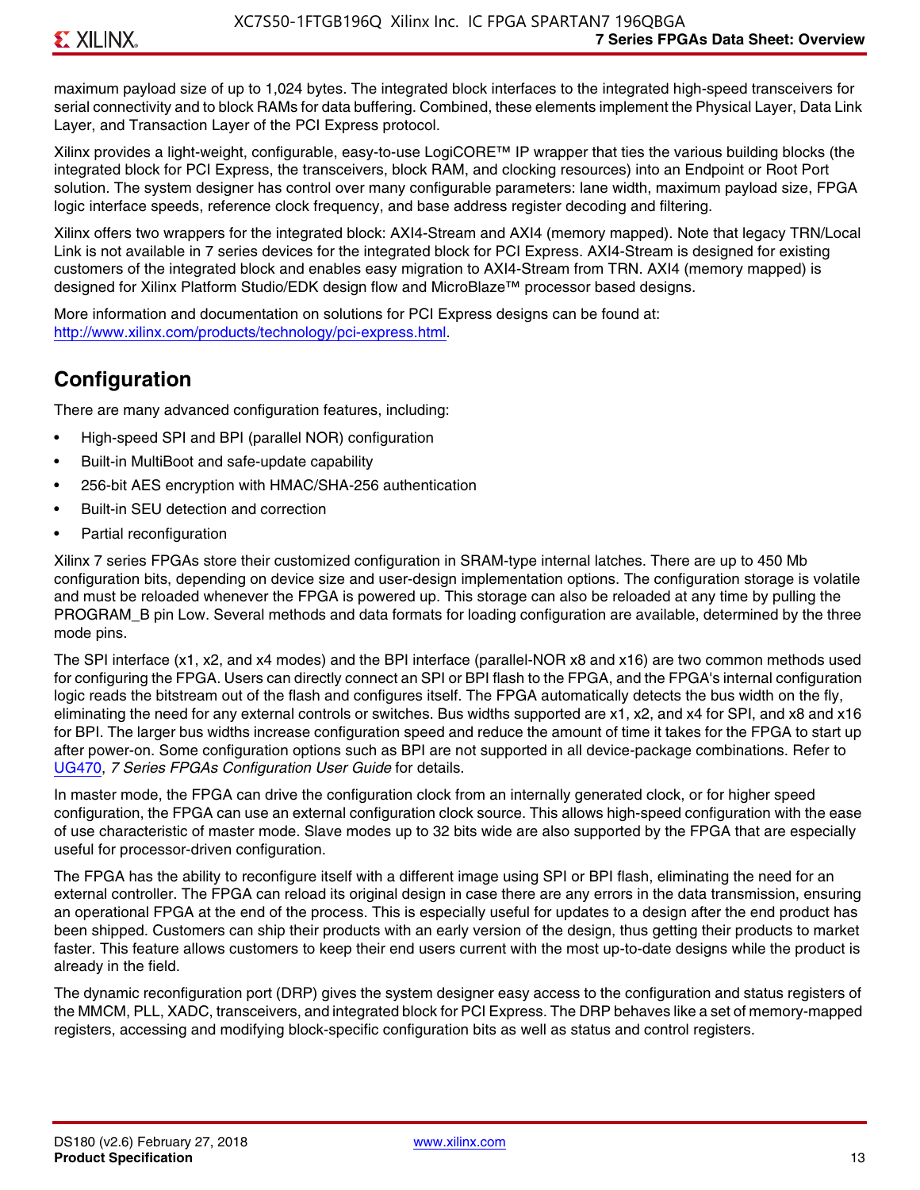maximum payload size of up to 1,024 bytes. The integrated block interfaces to the integrated high-speed transceivers for serial connectivity and to block RAMs for data buffering. Combined, these elements implement the Physical Layer, Data Link Layer, and Transaction Layer of the PCI Express protocol.

Xilinx provides a light-weight, configurable, easy-to-use LogiCORE™ IP wrapper that ties the various building blocks (the integrated block for PCI Express, the transceivers, block RAM, and clocking resources) into an Endpoint or Root Port solution. The system designer has control over many configurable parameters: lane width, maximum payload size, FPGA logic interface speeds, reference clock frequency, and base address register decoding and filtering.

Xilinx offers two wrappers for the integrated block: AXI4-Stream and AXI4 (memory mapped). Note that legacy TRN/Local Link is not available in 7 series devices for the integrated block for PCI Express. AXI4-Stream is designed for existing customers of the integrated block and enables easy migration to AXI4-Stream from TRN. AXI4 (memory mapped) is designed for Xilinx Platform Studio/EDK design flow and MicroBlaze™ processor based designs.

More information and documentation on solutions for PCI Express designs can be found at: http://www.xilinx.com/products/technology/pci-express.html.

## Configuration

There are many advanced configuration features, including:

- High-speed SPI and BPI (parallel NOR) configuration
- Built-in MultiBoot and safe-update capability
- 256-bit AES encryption with HMAC/SHA-256 authentication
- Built-in SEU detection and correction
- Partial reconfiguration

Xilinx 7 series FPGAs store their customized configuration in SRAM-type internal latches. There are up to 450 Mb configuration bits, depending on device size and user-design implementation options. The configuration storage is volatile and must be reloaded whenever the FPGA is powered up. This storage can also be reloaded at any time by pulling the PROGRAM_B pin Low. Several methods and data formats for loading configuration are available, determined by the three mode pins.

The SPI interface (x1, x2, and x4 modes) and the BPI interface (parallel-NOR x8 and x16) are two common methods used for configuring the FPGA. Users can directly connect an SPI or BPI flash to the FPGA, and the FPGA's internal configuration logic reads the bitstream out of the flash and configures itself. The FPGA automatically detects the bus width on the fly, eliminating the need for any external controls or switches. Bus widths supported are x1, x2, and x4 for SPI, and x8 and x16 for BPI. The larger bus widths increase configuration speed and reduce the amount of time it takes for the FPGA to start up after power-on. Some configuration options such as BPI are not supported in all device-package combinations. Refer to UG470, *7 Series FPGAs Configuration User Guide* for details.

In master mode, the FPGA can drive the configuration clock from an internally generated clock, or for higher speed configuration, the FPGA can use an external configuration clock source. This allows high-speed configuration with the ease of use characteristic of master mode. Slave modes up to 32 bits wide are also supported by the FPGA that are especially useful for processor-driven configuration.

The FPGA has the ability to reconfigure itself with a different image using SPI or BPI flash, eliminating the need for an external controller. The FPGA can reload its original design in case there are any errors in the data transmission, ensuring an operational FPGA at the end of the process. This is especially useful for updates to a design after the end product has been shipped. Customers can ship their products with an early version of the design, thus getting their products to market faster. This feature allows customers to keep their end users current with the most up-to-date designs while the product is already in the field.

The dynamic reconfiguration port (DRP) gives the system designer easy access to the configuration and status registers of the MMCM, PLL, XADC, transceivers, and integrated block for PCI Express. The DRP behaves like a set of memory-mapped registers, accessing and modifying block-specific configuration bits as well as status and control registers.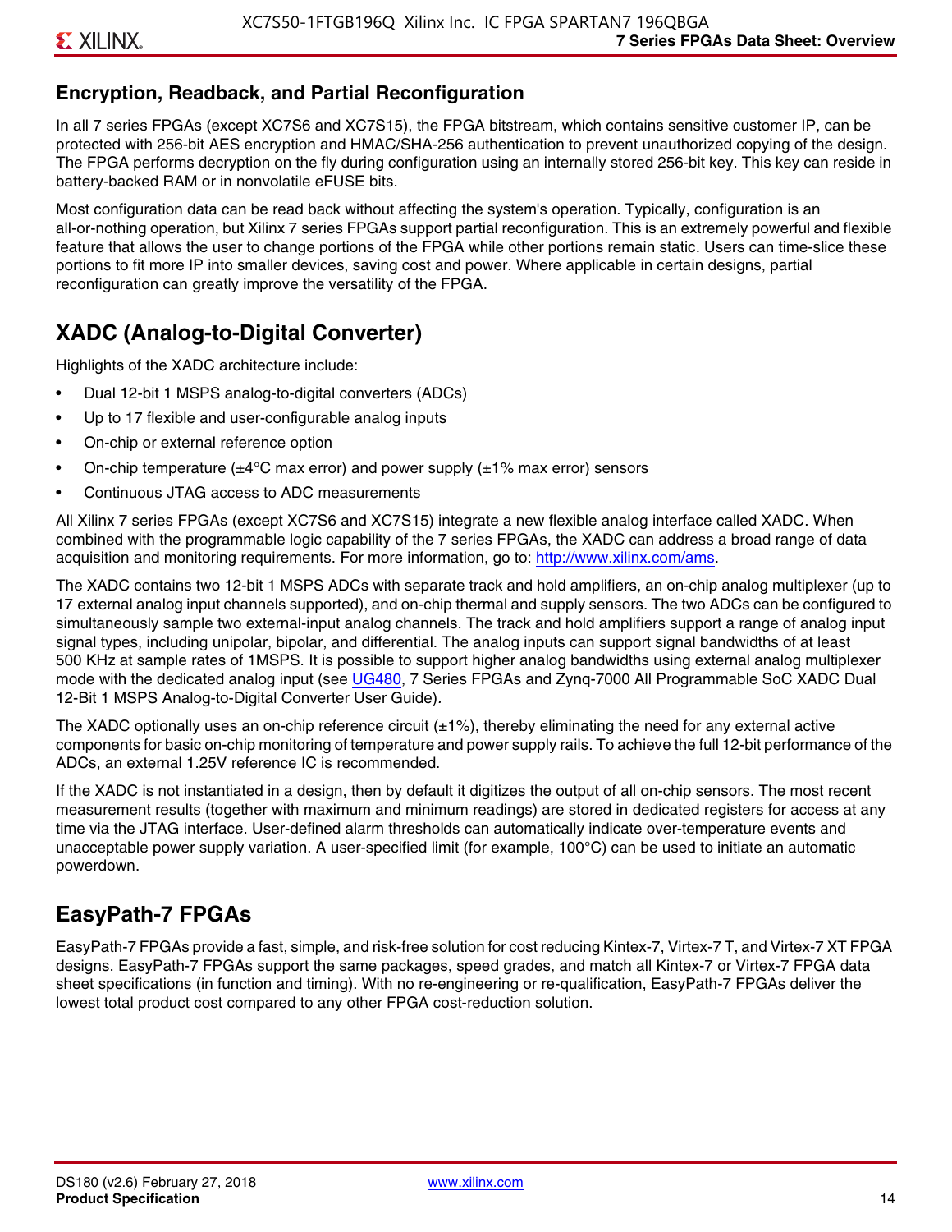## Encryption, Readback, and Partial Reconfiguration

In all 7 series FPGAs (except XC7S6 and XC7S15), the FPGA bitstream, which contains sensitive customer IP, can be protected with 256-bit AES encryption and HMAC/SHA-256 authentication to prevent unauthorized copying of the design. The FPGA performs decryption on the fly during configuration using an internally stored 256-bit key. This key can reside in battery-backed RAM or in nonvolatile eFUSE bits.

Most configuration data can be read back without affecting the system's operation. Typically, configuration is an all-or-nothing operation, but Xilinx 7 series FPGAs support partial reconfiguration. This is an extremely powerful and flexible feature that allows the user to change portions of the FPGA while other portions remain static. Users can time-slice these portions to fit more IP into smaller devices, saving cost and power. Where applicable in certain designs, partial reconfiguration can greatly improve the versatility of the FPGA.

# XADC (Analog-to-Digital Converter)

Highlights of the XADC architecture include:

- Dual 12-bit 1 MSPS analog-to-digital converters (ADCs)
- Up to 17 flexible and user-configurable analog inputs
- On-chip or external reference option
- On-chip temperature (±4°C max error) and power supply (±1% max error) sensors
- Continuous JTAG access to ADC measurements

All Xilinx 7 series FPGAs (except XC7S6 and XC7S15) integrate a new flexible analog interface called XADC. When combined with the programmable logic capability of the 7 series FPGAs, the XADC can address a broad range of data acquisition and monitoring requirements. For more information, go to: http://www.xilinx.com/ams.

The XADC contains two 12-bit 1 MSPS ADCs with separate track and hold amplifiers, an on-chip analog multiplexer (up to 17 external analog input channels supported), and on-chip thermal and supply sensors. The two ADCs can be configured to simultaneously sample two external-input analog channels. The track and hold amplifiers support a range of analog input signal types, including unipolar, bipolar, and differential. The analog inputs can support signal bandwidths of at least 500 KHz at sample rates of 1MSPS. It is possible to support higher analog bandwidths using external analog multiplexer mode with the dedicated analog input (see UG480, 7 Series FPGAs and Zynq-7000 All Programmable SoC XADC Dual 12-Bit 1 MSPS Analog-to-Digital Converter User Guide).

The XADC optionally uses an on-chip reference circuit (±1%), thereby eliminating the need for any external active components for basic on-chip monitoring of temperature and power supply rails. To achieve the full 12-bit performance of the ADCs, an external 1.25V reference IC is recommended.

If the XADC is not instantiated in a design, then by default it digitizes the output of all on-chip sensors. The most recent measurement results (together with maximum and minimum readings) are stored in dedicated registers for access at any time via the JTAG interface. User-defined alarm thresholds can automatically indicate over-temperature events and unacceptable power supply variation. A user-specified limit (for example, 100°C) can be used to initiate an automatic powerdown.

# EasyPath-7 FPGAs

EasyPath-7 FPGAs provide a fast, simple, and risk-free solution for cost reducing Kintex-7, Virtex-7 T, and Virtex-7 XT FPGA designs. EasyPath-7 FPGAs support the same packages, speed grades, and match all Kintex-7 or Virtex-7 FPGA data sheet specifications (in function and timing). With no re-engineering or re-qualification, EasyPath-7 FPGAs deliver the lowest total product cost compared to any other FPGA cost-reduction solution.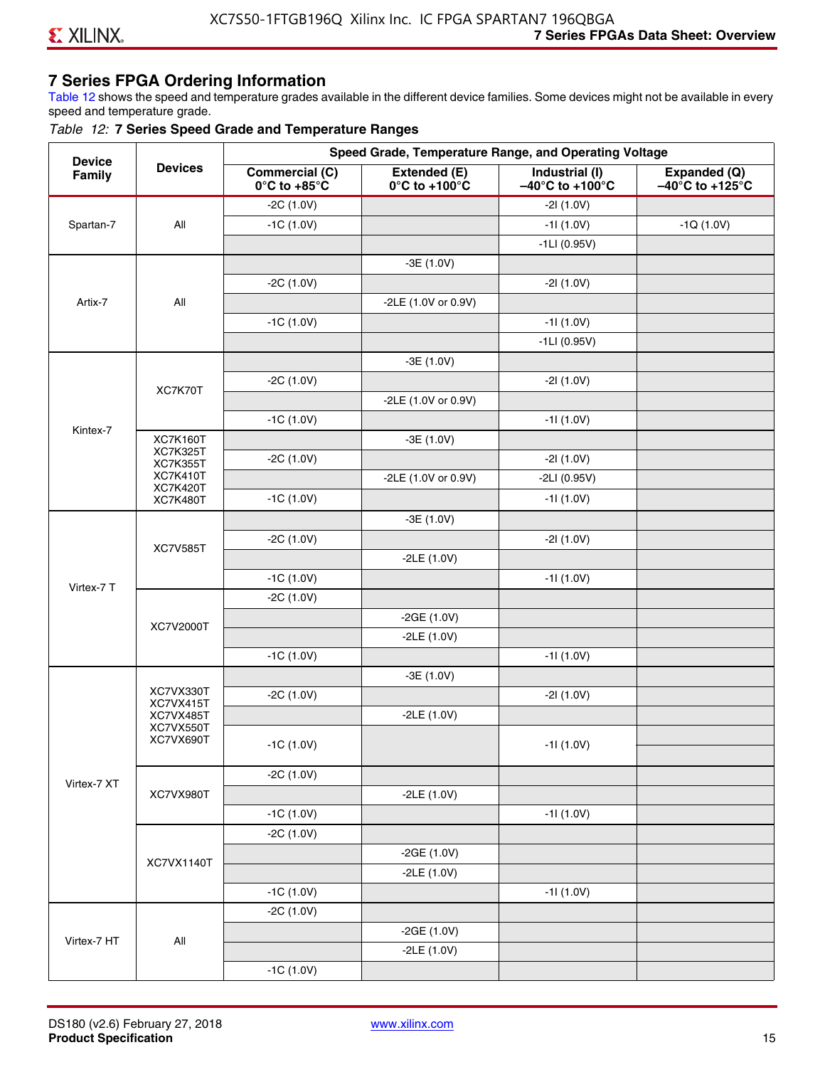## 7 Series FPGA Ordering Information

Table 12 shows the speed and temperature grades available in the different device families. Some devices might not be available in every speed and temperature grade.

*Table 12:* **7 Series Speed Grade and Temperature Ranges**

| Device Family | Devices | Speed Grade, Temperature Range, and Operating Voltage | | | |
|---|---|---|---|---|---|
| | | **Commercial (C) 0°C to +85°C** | **Extended (E) 0°C to +100°C** | **Industrial (I) –40°C to +100°C** | **Expanded (Q) –40°C to +125°C** |
| Spartan-7 | All | -2C (1.0V) | | -2I (1.0V) | |
| | | -1C (1.0V) | | -1I (1.0V) | -1Q (1.0V) |
| | | | | -1LI (0.95V) | |
| Artix-7 | All | | -3E (1.0V) | | |
| | | -2C (1.0V) | | -2I (1.0V) | |
| | | | -2LE (1.0V or 0.9V) | | |
| | | -1C (1.0V) | | -1I (1.0V) | |
| | | | | -1LI (0.95V) | |
| Kintex-7 | XC7K70T | | -3E (1.0V) | | |
| | | -2C (1.0V) | | -2I (1.0V) | |
| | | | -2LE (1.0V or 0.9V) | | |
| | | -1C (1.0V) | | -1I (1.0V) | |
| | XC7K160T XC7K325T XC7K355T XC7K410T XC7K420T XC7K480T | | -3E (1.0V) | | |
| | | -2C (1.0V) | | -2I (1.0V) | |
| | | | -2LE (1.0V or 0.9V) | -2LI (0.95V) | |
| | | -1C (1.0V) | | -1I (1.0V) | |
| Virtex-7 T | XC7V585T | | -3E (1.0V) | | |
| | | -2C (1.0V) | | -2I (1.0V) | |
| | | | -2LE (1.0V) | | |
| | | -1C (1.0V) | | -1I (1.0V) | |
| | XC7V2000T | -2C (1.0V) | | | |
| | | | -2GE (1.0V) | | |
| | | | -2LE (1.0V) | | |
| | | -1C (1.0V) | | -1I (1.0V) | |
| Virtex-7 XT | XC7VX330T XC7VX415T XC7VX485T XC7VX550T XC7VX690T | | -3E (1.0V) | | |
| | | -2C (1.0V) | | -2I (1.0V) | |
| | | | -2LE (1.0V) | | |
| | | -1C (1.0V) | | -1I (1.0V) | |
| | XC7VX980T | -2C (1.0V) | | | |
| | | | -2LE (1.0V) | | |
| | | -1C (1.0V) | | -1I (1.0V) | |
| | XC7VX1140T | -2C (1.0V) | | | |
| | | | -2GE (1.0V) | | |
| | | | -2LE (1.0V) | | |
| | | -1C (1.0V) | | -1I (1.0V) | |
| Virtex-7 HT | All | -2C (1.0V) | | | |
| | | | -2GE (1.0V) | | |
| | | | -2LE (1.0V) | | |
| | | -1C (1.0V) | | | |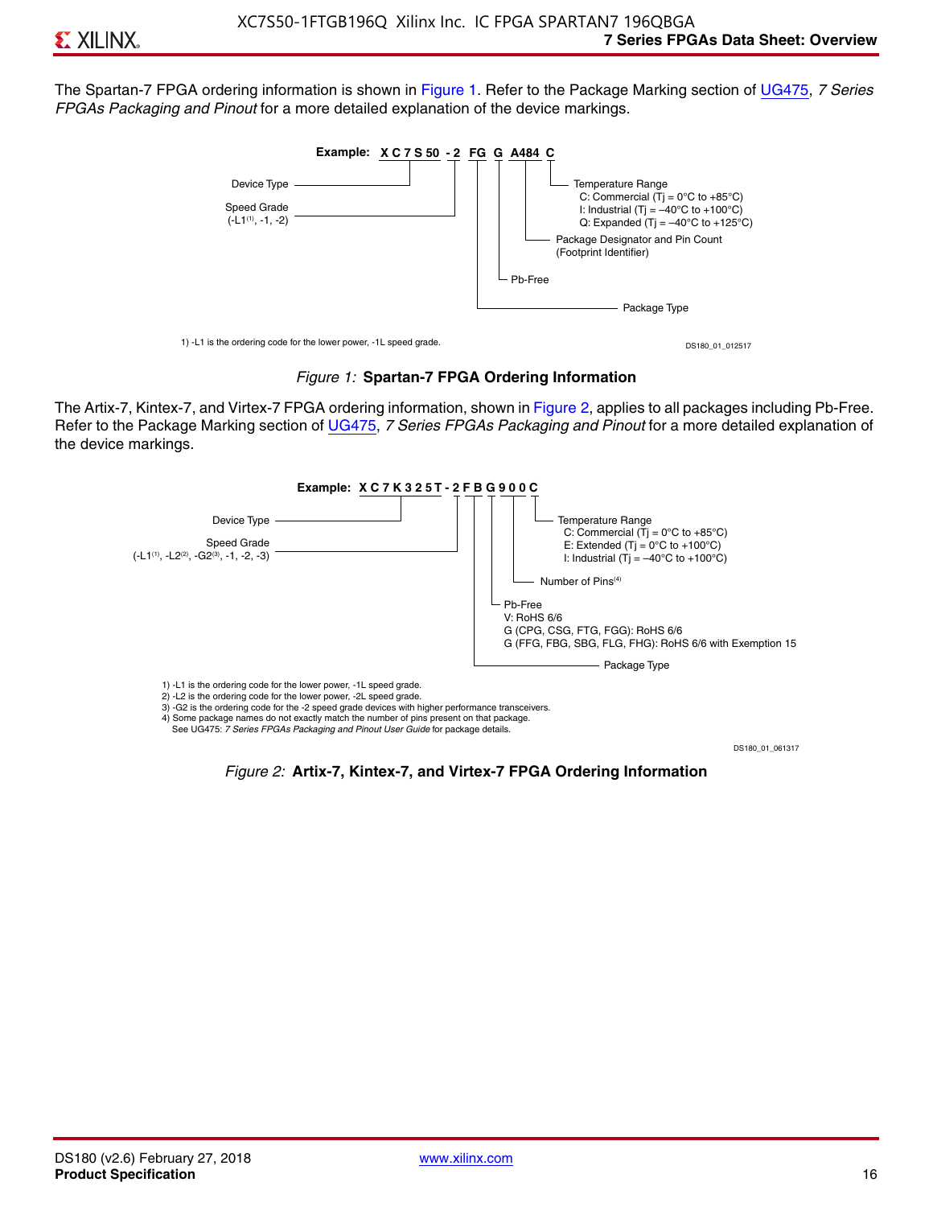The Spartan-7 FPGA ordering information is shown in Figure 1. Refer to the Package Marking section of UG475, *7 Series FPGAs Packaging and Pinout* for a more detailed explanation of the device markings.

**Example: XC7S50 -2 FG G A484 C**

- XC7S50 — Device Type
- -2 — Speed Grade (-L1[1], -1, -2)
- FG — Package Type
- G — Pb-Free
- A484 — Package Designator and Pin Count (Footprint Identifier)
- C — Temperature Range
  - C: Commercial (Tj = 0°C to +85°C)
  - I: Industrial (Tj = –40°C to +100°C)
  - Q: Expanded (Tj = –40°C to +125°C)

1) -L1 is the ordering code for the lower power, -1L speed grade.

DS180_01_012517

*Figure 1:* **Spartan-7 FPGA Ordering Information**

The Artix-7, Kintex-7, and Virtex-7 FPGA ordering information, shown in Figure 2, applies to all packages including Pb-Free. Refer to the Package Marking section of UG475, *7 Series FPGAs Packaging and Pinout* for a more detailed explanation of the device markings.

**Example: XC7K325T-2FBG900C**

- XC7K325T — Device Type
- -2 — Speed Grade (-L1[1], -L2[2], -G2[3], -1, -2, -3)
- FB — Package Type
- G — Pb-Free
  - V: RoHS 6/6
  - G (CPG, CSG, FTG, FGG): RoHS 6/6
  - G (FFG, FBG, SBG, FLG, FHG): RoHS 6/6 with Exemption 15
- 900 — Number of Pins[4]
- C — Temperature Range
  - C: Commercial (Tj = 0°C to +85°C)
  - E: Extended (Tj = 0°C to +100°C)
  - I: Industrial (Tj = –40°C to +100°C)

1) -L1 is the ordering code for the lower power, -1L speed grade.
2) -L2 is the ordering code for the lower power, -2L speed grade.
3) -G2 is the ordering code for the -2 speed grade devices with higher performance transceivers.
4) Some package names do not exactly match the number of pins present on that package. See UG475: *7 Series FPGAs Packaging and Pinout User Guide* for package details.

DS180_01_061317

*Figure 2:* **Artix-7, Kintex-7, and Virtex-7 FPGA Ordering Information**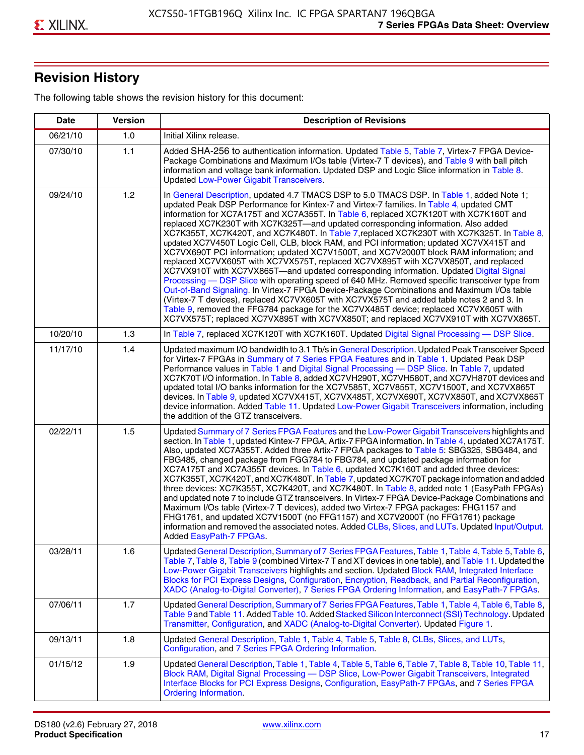## Revision History

The following table shows the revision history for this document:

| Date | Version | Description of Revisions |
|---|---|---|
| 06/21/10 | 1.0 | Initial Xilinx release. |
| 07/30/10 | 1.1 | Added SHA-256 to authentication information. Updated Table 5, Table 7, Virtex-7 FPGA Device-Package Combinations and Maximum I/Os table (Virtex-7 T devices), and Table 9 with ball pitch information and voltage bank information. Updated DSP and Logic Slice information in Table 8. Updated Low-Power Gigabit Transceivers. |
| 09/24/10 | 1.2 | In General Description, updated 4.7 TMACS DSP to 5.0 TMACS DSP. In Table 1, added Note 1; updated Peak DSP Performance for Kintex-7 and Virtex-7 families. In Table 4, updated CMT information for XC7A175T and XC7A355T. In Table 6, replaced XC7K120T with XC7K160T and replaced XC7K230T with XC7K325T—and updated corresponding information. Also added XC7K355T, XC7K420T, and XC7K480T. In Table 7,replaced XC7K230T with XC7K325T. In Table 8, updated XC7V450T Logic Cell, CLB, block RAM, and PCI information; updated XC7VX415T and XC7VX690T PCI information; updated XC7V1500T, and XC7V2000T block RAM information; and replaced XC7VX605T with XC7VX575T, replaced XC7VX895T with XC7VX850T, and replaced XC7VX910T with XC7VX865T—and updated corresponding information. Updated Digital Signal Processing — DSP Slice with operating speed of 640 MHz. Removed specific transceiver type from Out-of-Band Signaling. In Virtex-7 FPGA Device-Package Combinations and Maximum I/Os table (Virtex-7 T devices), replaced XC7VX605T with XC7VX575T and added table notes 2 and 3. In Table 9, removed the FFG784 package for the XC7VX485T device; replaced XC7VX605T with XC7VX575T; replaced XC7VX895T with XC7VX850T; and replaced XC7VX910T with XC7VX865T. |
| 10/20/10 | 1.3 | In Table 7, replaced XC7K120T with XC7K160T. Updated Digital Signal Processing — DSP Slice. |
| 11/17/10 | 1.4 | Updated maximum I/O bandwidth to 3.1 Tb/s in General Description. Updated Peak Transceiver Speed for Virtex-7 FPGAs in Summary of 7 Series FPGA Features and in Table 1. Updated Peak DSP Performance values in Table 1 and Digital Signal Processing — DSP Slice. In Table 7, updated XC7K70T I/O information. In Table 8, added XC7VH290T, XC7VH580T, and XC7VH870T devices and updated total I/O banks information for the XC7V585T, XC7V855T, XC7V1500T, and XC7VX865T devices. In Table 9, updated XC7VX415T, XC7VX485T, XC7VX690T, XC7VX850T, and XC7VX865T device information. Added Table 11. Updated Low-Power Gigabit Transceivers information, including the addition of the GTZ transceivers. |
| 02/22/11 | 1.5 | Updated Summary of 7 Series FPGA Features and the Low-Power Gigabit Transceivers highlights and section. In Table 1, updated Kintex-7 FPGA, Artix-7 FPGA information. In Table 4, updated XC7A175T. Also, updated XC7A355T. Added three Artix-7 FPGA packages to Table 5: SBG325, SBG484, and FBG485, changed package from FGG784 to FBG784, and updated package information for XC7A175T and XC7A355T devices. In Table 6, updated XC7K160T and added three devices: XC7K355T, XC7K420T, and XC7K480T. In Table 7, updated XC7K70T package information and added three devices: XC7K355T, XC7K420T, and XC7K480T. In Table 8, added note 1 (EasyPath FPGAs) and updated note 7 to include GTZ transceivers. In Virtex-7 FPGA Device-Package Combinations and Maximum I/Os table (Virtex-7 T devices), added two Virtex-7 FPGA packages: FHG1157 and FHG1761, and updated XC7V1500T (no FFG1157) and XC7V2000T (no FFG1761) package information and removed the associated notes. Added CLBs, Slices, and LUTs. Updated Input/Output. Added EasyPath-7 FPGAs. |
| 03/28/11 | 1.6 | Updated General Description, Summary of 7 Series FPGA Features, Table 1, Table 4, Table 5, Table 6, Table 7, Table 8, Table 9 (combined Virtex-7 T and XT devices in one table), and Table 11. Updated the Low-Power Gigabit Transceivers highlights and section. Updated Block RAM, Integrated Interface Blocks for PCI Express Designs, Configuration, Encryption, Readback, and Partial Reconfiguration, XADC (Analog-to-Digital Converter), 7 Series FPGA Ordering Information, and EasyPath-7 FPGAs. |
| 07/06/11 | 1.7 | Updated General Description, Summary of 7 Series FPGA Features, Table 1, Table 4, Table 6, Table 8, Table 9 and Table 11. Added Table 10. Added Stacked Silicon Interconnect (SSI) Technology. Updated Transmitter, Configuration, and XADC (Analog-to-Digital Converter). Updated Figure 1. |
| 09/13/11 | 1.8 | Updated General Description, Table 1, Table 4, Table 5, Table 8, CLBs, Slices, and LUTs, Configuration, and 7 Series FPGA Ordering Information. |
| 01/15/12 | 1.9 | Updated General Description, Table 1, Table 4, Table 5, Table 6, Table 7, Table 8, Table 10, Table 11, Block RAM, Digital Signal Processing — DSP Slice, Low-Power Gigabit Transceivers, Integrated Interface Blocks for PCI Express Designs, Configuration, EasyPath-7 FPGAs, and 7 Series FPGA Ordering Information. |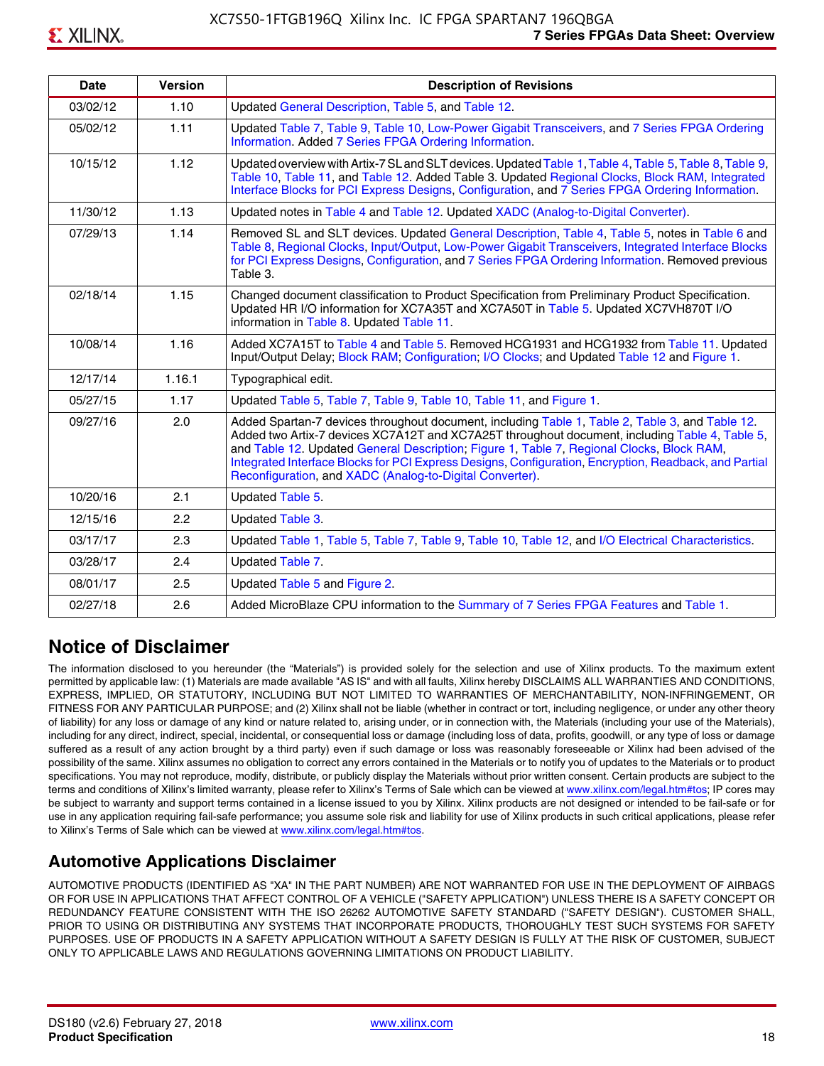| Date | Version | Description of Revisions |
|---|---|---|
| 03/02/12 | 1.10 | Updated General Description, Table 5, and Table 12. |
| 05/02/12 | 1.11 | Updated Table 7, Table 9, Table 10, Low-Power Gigabit Transceivers, and 7 Series FPGA Ordering Information. Added 7 Series FPGA Ordering Information. |
| 10/15/12 | 1.12 | Updated overview with Artix-7 SL and SLT devices. Updated Table 1, Table 4, Table 5, Table 8, Table 9, Table 10, Table 11, and Table 12. Added Table 3. Updated Regional Clocks, Block RAM, Integrated Interface Blocks for PCI Express Designs, Configuration, and 7 Series FPGA Ordering Information. |
| 11/30/12 | 1.13 | Updated notes in Table 4 and Table 12. Updated XADC (Analog-to-Digital Converter). |
| 07/29/13 | 1.14 | Removed SL and SLT devices. Updated General Description, Table 4, Table 5, notes in Table 6 and Table 8, Regional Clocks, Input/Output, Low-Power Gigabit Transceivers, Integrated Interface Blocks for PCI Express Designs, Configuration, and 7 Series FPGA Ordering Information. Removed previous Table 3. |
| 02/18/14 | 1.15 | Changed document classification to Product Specification from Preliminary Product Specification. Updated HR I/O information for XC7A35T and XC7A50T in Table 5. Updated XC7VH870T I/O information in Table 8. Updated Table 11. |
| 10/08/14 | 1.16 | Added XC7A15T to Table 4 and Table 5. Removed HCG1931 and HCG1932 from Table 11. Updated Input/Output Delay; Block RAM; Configuration; I/O Clocks; and Updated Table 12 and Figure 1. |
| 12/17/14 | 1.16.1 | Typographical edit. |
| 05/27/15 | 1.17 | Updated Table 5, Table 7, Table 9, Table 10, Table 11, and Figure 1. |
| 09/27/16 | 2.0 | Added Spartan-7 devices throughout document, including Table 1, Table 2, Table 3, and Table 12. Added two Artix-7 devices XC7A12T and XC7A25T throughout document, including Table 4, Table 5, and Table 12. Updated General Description; Figure 1, Table 7, Regional Clocks, Block RAM, Integrated Interface Blocks for PCI Express Designs, Configuration, Encryption, Readback, and Partial Reconfiguration, and XADC (Analog-to-Digital Converter). |
| 10/20/16 | 2.1 | Updated Table 5. |
| 12/15/16 | 2.2 | Updated Table 3. |
| 03/17/17 | 2.3 | Updated Table 1, Table 5, Table 7, Table 9, Table 10, Table 12, and I/O Electrical Characteristics. |
| 03/28/17 | 2.4 | Updated Table 7. |
| 08/01/17 | 2.5 | Updated Table 5 and Figure 2. |
| 02/27/18 | 2.6 | Added MicroBlaze CPU information to the Summary of 7 Series FPGA Features and Table 1. |

## Notice of Disclaimer

The information disclosed to you hereunder (the "Materials") is provided solely for the selection and use of Xilinx products. To the maximum extent permitted by applicable law: (1) Materials are made available "AS IS" and with all faults, Xilinx hereby DISCLAIMS ALL WARRANTIES AND CONDITIONS, EXPRESS, IMPLIED, OR STATUTORY, INCLUDING BUT NOT LIMITED TO WARRANTIES OF MERCHANTABILITY, NON-INFRINGEMENT, OR FITNESS FOR ANY PARTICULAR PURPOSE; and (2) Xilinx shall not be liable (whether in contract or tort, including negligence, or under any other theory of liability) for any loss or damage of any kind or nature related to, arising under, or in connection with, the Materials (including your use of the Materials), including for any direct, indirect, special, incidental, or consequential loss or damage (including loss of data, profits, goodwill, or any type of loss or damage suffered as a result of any action brought by a third party) even if such damage or loss was reasonably foreseeable or Xilinx had been advised of the possibility of the same. Xilinx assumes no obligation to correct any errors contained in the Materials or to notify you of updates to the Materials or to product specifications. You may not reproduce, modify, distribute, or publicly display the Materials without prior written consent. Certain products are subject to the terms and conditions of Xilinx's limited warranty, please refer to Xilinx's Terms of Sale which can be viewed at www.xilinx.com/legal.htm#tos; IP cores may be subject to warranty and support terms contained in a license issued to you by Xilinx. Xilinx products are not designed or intended to be fail-safe or for use in any application requiring fail-safe performance; you assume sole risk and liability for use of Xilinx products in such critical applications, please refer to Xilinx's Terms of Sale which can be viewed at www.xilinx.com/legal.htm#tos.

## Automotive Applications Disclaimer

AUTOMOTIVE PRODUCTS (IDENTIFIED AS "XA" IN THE PART NUMBER) ARE NOT WARRANTED FOR USE IN THE DEPLOYMENT OF AIRBAGS OR FOR USE IN APPLICATIONS THAT AFFECT CONTROL OF A VEHICLE ("SAFETY APPLICATION") UNLESS THERE IS A SAFETY CONCEPT OR REDUNDANCY FEATURE CONSISTENT WITH THE ISO 26262 AUTOMOTIVE SAFETY STANDARD ("SAFETY DESIGN"). CUSTOMER SHALL, PRIOR TO USING OR DISTRIBUTING ANY SYSTEMS THAT INCORPORATE PRODUCTS, THOROUGHLY TEST SUCH SYSTEMS FOR SAFETY PURPOSES. USE OF PRODUCTS IN A SAFETY APPLICATION WITHOUT A SAFETY DESIGN IS FULLY AT THE RISK OF CUSTOMER, SUBJECT ONLY TO APPLICABLE LAWS AND REGULATIONS GOVERNING LIMITATIONS ON PRODUCT LIABILITY.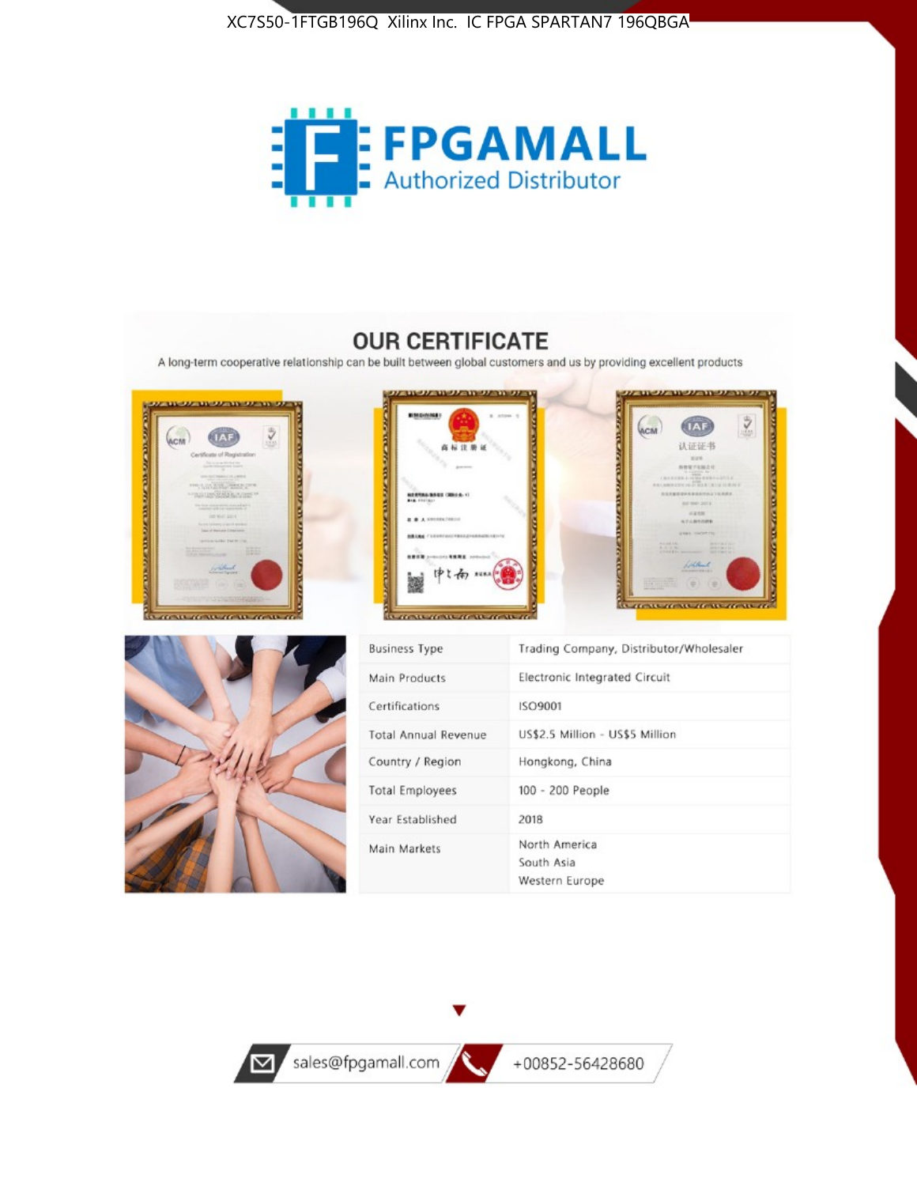FPGAMALL
Authorized Distributor

## OUR CERTIFICATE

A long-term cooperative relationship can be built between global customers and us by providing excellent products

| | |
|---|---|
| Business Type | Trading Company, Distributor/Wholesaler |
| Main Products | Electronic Integrated Circuit |
| Certifications | ISO9001 |
| Total Annual Revenue | US$2.5 Million - US$5 Million |
| Country / Region | Hongkong, China |
| Total Employees | 100 - 200 People |
| Year Established | 2018 |
| Main Markets | North America<br>South Asia<br>Western Europe |

sales@fpgamall.com
+00852-56428680